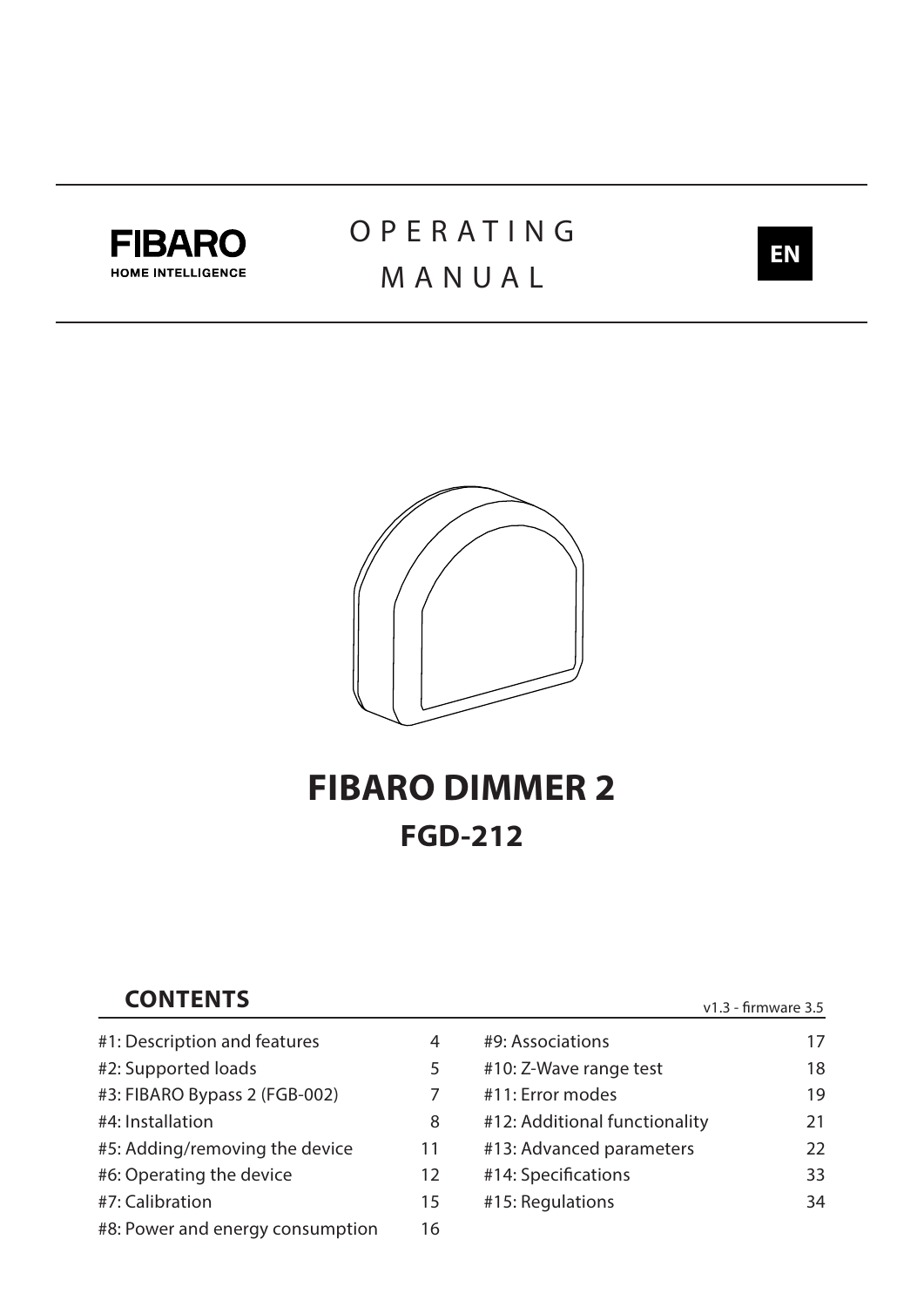FIBARO
HOME INTELLIGENCE

OPERATING MANUAL

EN

# FIBARO DIMMER 2

## FGD-212

## CONTENTS

v1.3 - firmware 3.5

| | | | |
|---|---|---|---|
| #1: Description and features | 4 | #9: Associations | 17 |
| #2: Supported loads | 5 | #10: Z-Wave range test | 18 |
| #3: FIBARO Bypass 2 (FGB-002) | 7 | #11: Error modes | 19 |
| #4: Installation | 8 | #12: Additional functionality | 21 |
| #5: Adding/removing the device | 11 | #13: Advanced parameters | 22 |
| #6: Operating the device | 12 | #14: Specifications | 33 |
| #7: Calibration | 15 | #15: Regulations | 34 |
| #8: Power and energy consumption | 16 | | |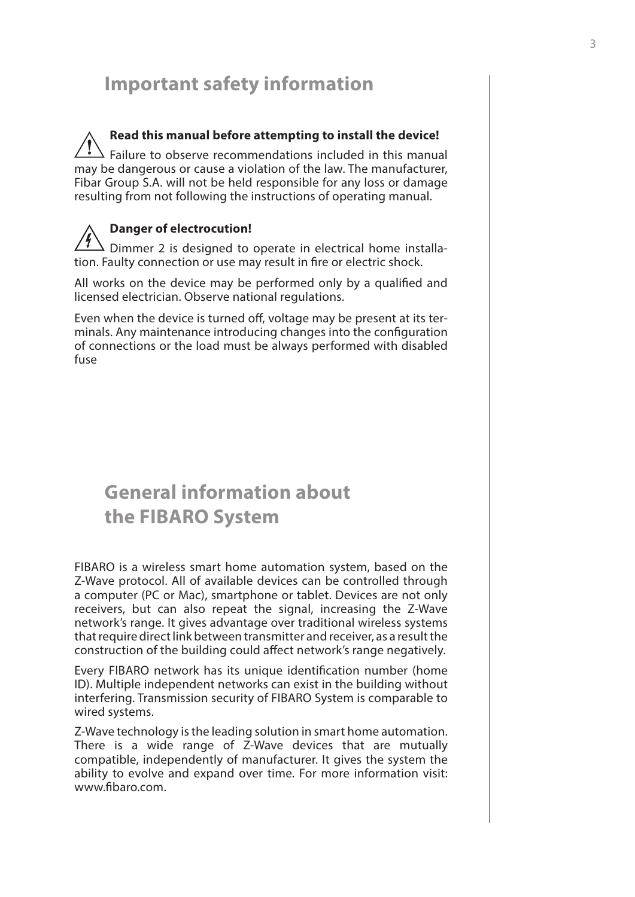# Important safety information

**Read this manual before attempting to install the device!**
Failure to observe recommendations included in this manual may be dangerous or cause a violation of the law. The manufacturer, Fibar Group S.A. will not be held responsible for any loss or damage resulting from not following the instructions of operating manual.

**Danger of electrocution!**
Dimmer 2 is designed to operate in electrical home installation. Faulty connection or use may result in fire or electric shock.

All works on the device may be performed only by a qualified and licensed electrician. Observe national regulations.

Even when the device is turned off, voltage may be present at its terminals. Any maintenance introducing changes into the configuration of connections or the load must be always performed with disabled fuse

# General information about the FIBARO System

FIBARO is a wireless smart home automation system, based on the Z-Wave protocol. All of available devices can be controlled through a computer (PC or Mac), smartphone or tablet. Devices are not only receivers, but can also repeat the signal, increasing the Z-Wave network's range. It gives advantage over traditional wireless systems that require direct link between transmitter and receiver, as a result the construction of the building could affect network's range negatively.

Every FIBARO network has its unique identification number (home ID). Multiple independent networks can exist in the building without interfering. Transmission security of FIBARO System is comparable to wired systems.

Z-Wave technology is the leading solution in smart home automation. There is a wide range of Z-Wave devices that are mutually compatible, independently of manufacturer. It gives the system the ability to evolve and expand over time. For more information visit: www.fibaro.com.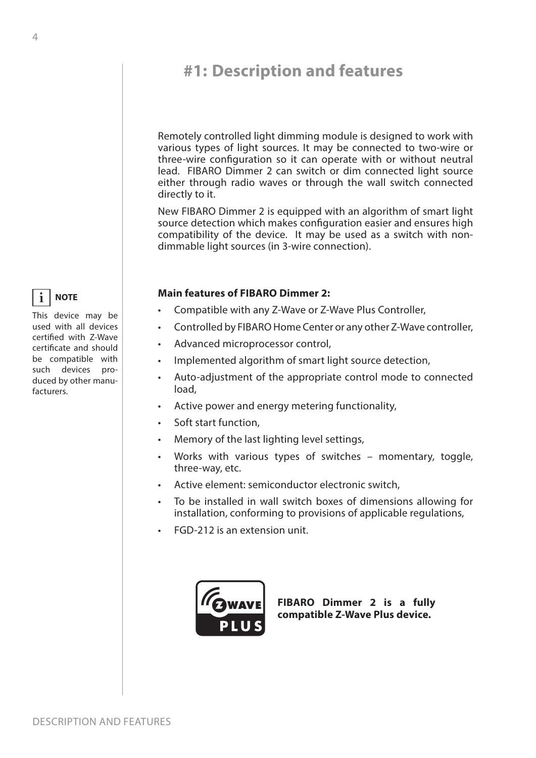# #1: Description and features

Remotely controlled light dimming module is designed to work with various types of light sources. It may be connected to two-wire or three-wire configuration so it can operate with or without neutral lead. FIBARO Dimmer 2 can switch or dim connected light source either through radio waves or through the wall switch connected directly to it.

New FIBARO Dimmer 2 is equipped with an algorithm of smart light source detection which makes configuration easier and ensures high compatibility of the device. It may be used as a switch with non-dimmable light sources (in 3-wire connection).

**NOTE**

This device may be used with all devices certified with Z-Wave certificate and should be compatible with such devices produced by other manufacturers.

**Main features of FIBARO Dimmer 2:**

- Compatible with any Z-Wave or Z-Wave Plus Controller,
- Controlled by FIBARO Home Center or any other Z-Wave controller,
- Advanced microprocessor control,
- Implemented algorithm of smart light source detection,
- Auto-adjustment of the appropriate control mode to connected load,
- Active power and energy metering functionality,
- Soft start function,
- Memory of the last lighting level settings,
- Works with various types of switches – momentary, toggle, three-way, etc.
- Active element: semiconductor electronic switch,
- To be installed in wall switch boxes of dimensions allowing for installation, conforming to provisions of applicable regulations,
- FGD-212 is an extension unit.

**FIBARO Dimmer 2 is a fully compatible Z-Wave Plus device.**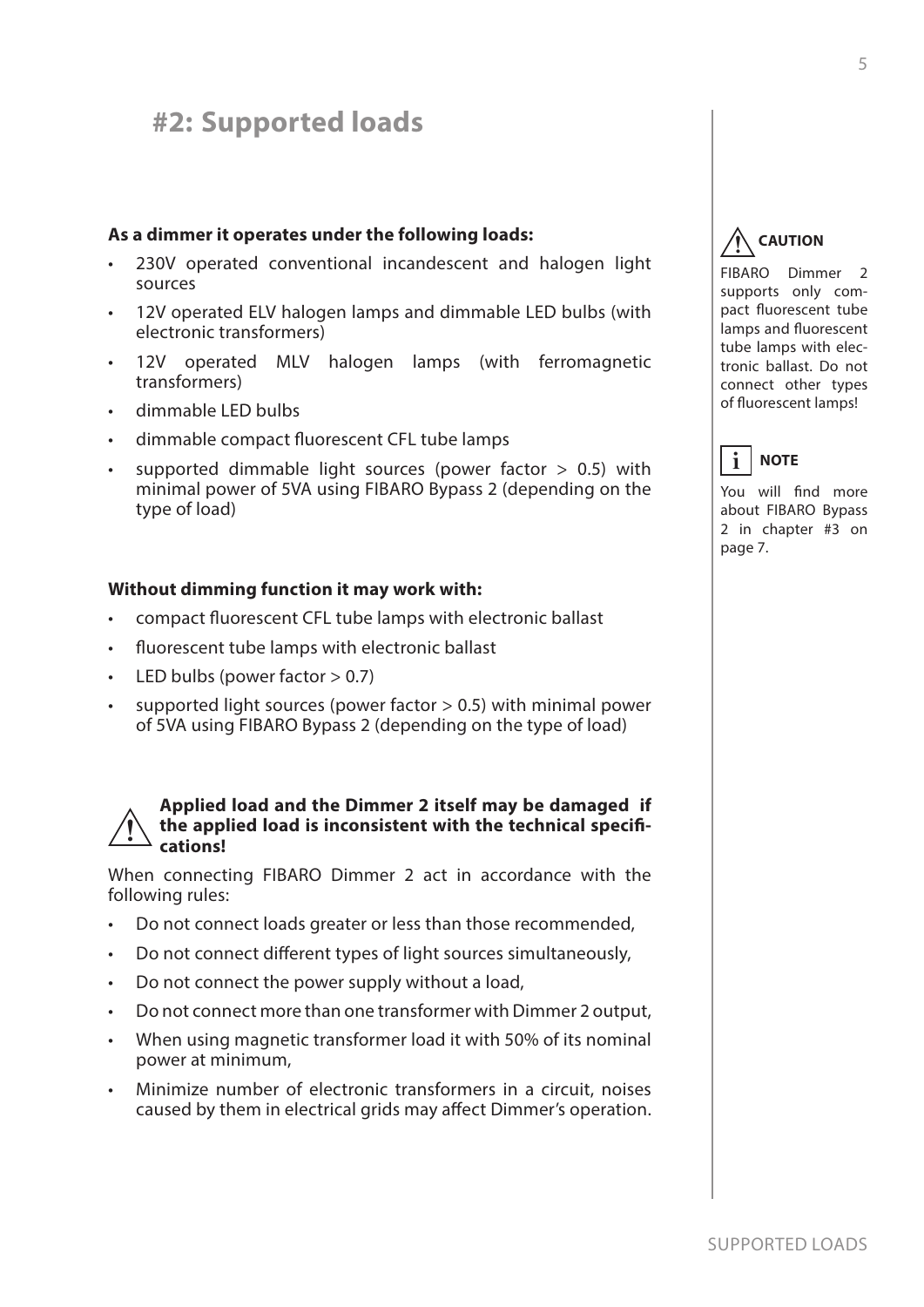# #2: Supported loads

**As a dimmer it operates under the following loads:**

- 230V operated conventional incandescent and halogen light sources
- 12V operated ELV halogen lamps and dimmable LED bulbs (with electronic transformers)
- 12V operated MLV halogen lamps (with ferromagnetic transformers)
- dimmable LED bulbs
- dimmable compact fluorescent CFL tube lamps
- supported dimmable light sources (power factor > 0.5) with minimal power of 5VA using FIBARO Bypass 2 (depending on the type of load)

**Without dimming function it may work with:**

- compact fluorescent CFL tube lamps with electronic ballast
- fluorescent tube lamps with electronic ballast
- LED bulbs (power factor > 0.7)
- supported light sources (power factor > 0.5) with minimal power of 5VA using FIBARO Bypass 2 (depending on the type of load)

**Applied load and the Dimmer 2 itself may be damaged if the applied load is inconsistent with the technical specifications!**

When connecting FIBARO Dimmer 2 act in accordance with the following rules:

- Do not connect loads greater or less than those recommended,
- Do not connect different types of light sources simultaneously,
- Do not connect the power supply without a load,
- Do not connect more than one transformer with Dimmer 2 output,
- When using magnetic transformer load it with 50% of its nominal power at minimum,
- Minimize number of electronic transformers in a circuit, noises caused by them in electrical grids may affect Dimmer's operation.

**CAUTION**

FIBARO Dimmer 2 supports only compact fluorescent tube lamps and fluorescent tube lamps with electronic ballast. Do not connect other types of fluorescent lamps!

**NOTE**

You will find more about FIBARO Bypass 2 in chapter #3 on page 7.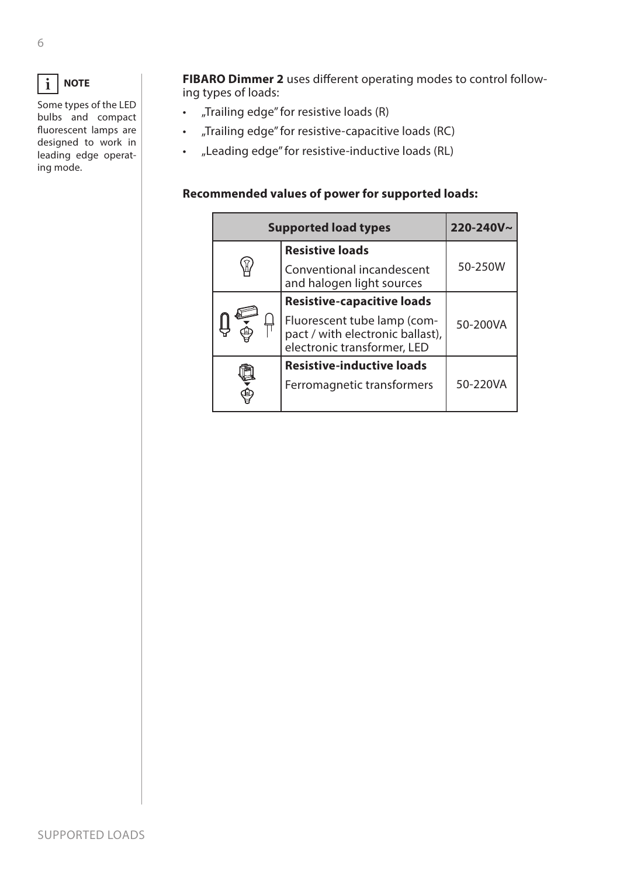**NOTE**

Some types of the LED bulbs and compact fluorescent lamps are designed to work in leading edge operating mode.

**FIBARO Dimmer 2** uses different operating modes to control following types of loads:

- „Trailing edge" for resistive loads (R)
- „Trailing edge" for resistive-capacitive loads (RC)
- „Leading edge" for resistive-inductive loads (RL)

**Recommended values of power for supported loads:**

| Supported load types | | 220-240V~ |
|---|---|---|
| | **Resistive loads**<br>Conventional incandescent and halogen light sources | 50-250W |
| | **Resistive-capacitive loads**<br>Fluorescent tube lamp (compact / with electronic ballast), electronic transformer, LED | 50-200VA |
| | **Resistive-inductive loads**<br>Ferromagnetic transformers | 50-220VA |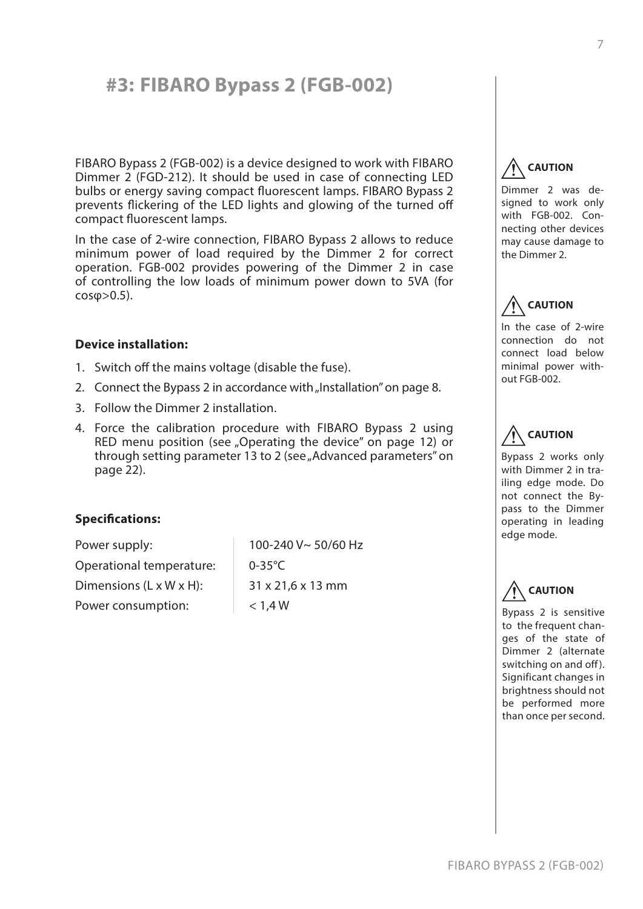# #3: FIBARO Bypass 2 (FGB-002)

FIBARO Bypass 2 (FGB-002) is a device designed to work with FIBARO Dimmer 2 (FGD-212). It should be used in case of connecting LED bulbs or energy saving compact fluorescent lamps. FIBARO Bypass 2 prevents flickering of the LED lights and glowing of the turned off compact fluorescent lamps.

In the case of 2-wire connection, FIBARO Bypass 2 allows to reduce minimum power of load required by the Dimmer 2 for correct operation. FGB-002 provides powering of the Dimmer 2 in case of controlling the low loads of minimum power down to 5VA (for cosφ>0.5).

**Device installation:**

1. Switch off the mains voltage (disable the fuse).
2. Connect the Bypass 2 in accordance with „Installation" on page 8.
3. Follow the Dimmer 2 installation.
4. Force the calibration procedure with FIBARO Bypass 2 using RED menu position (see „Operating the device" on page 12) or through setting parameter 13 to 2 (see „Advanced parameters" on page 22).

**Specifications:**

| | |
|---|---|
| Power supply: | 100-240 V~ 50/60 Hz |
| Operational temperature: | 0-35°C |
| Dimensions (L x W x H): | 31 x 21,6 x 13 mm |
| Power consumption: | < 1,4 W |

**CAUTION**

Dimmer 2 was designed to work only with FGB-002. Connecting other devices may cause damage to the Dimmer 2.

**CAUTION**

In the case of 2-wire connection do not connect load below minimal power without FGB-002.

**CAUTION**

Bypass 2 works only with Dimmer 2 in trailing edge mode. Do not connect the Bypass to the Dimmer operating in leading edge mode.

**CAUTION**

Bypass 2 is sensitive to the frequent changes of the state of Dimmer 2 (alternate switching on and off). Significant changes in brightness should not be performed more than once per second.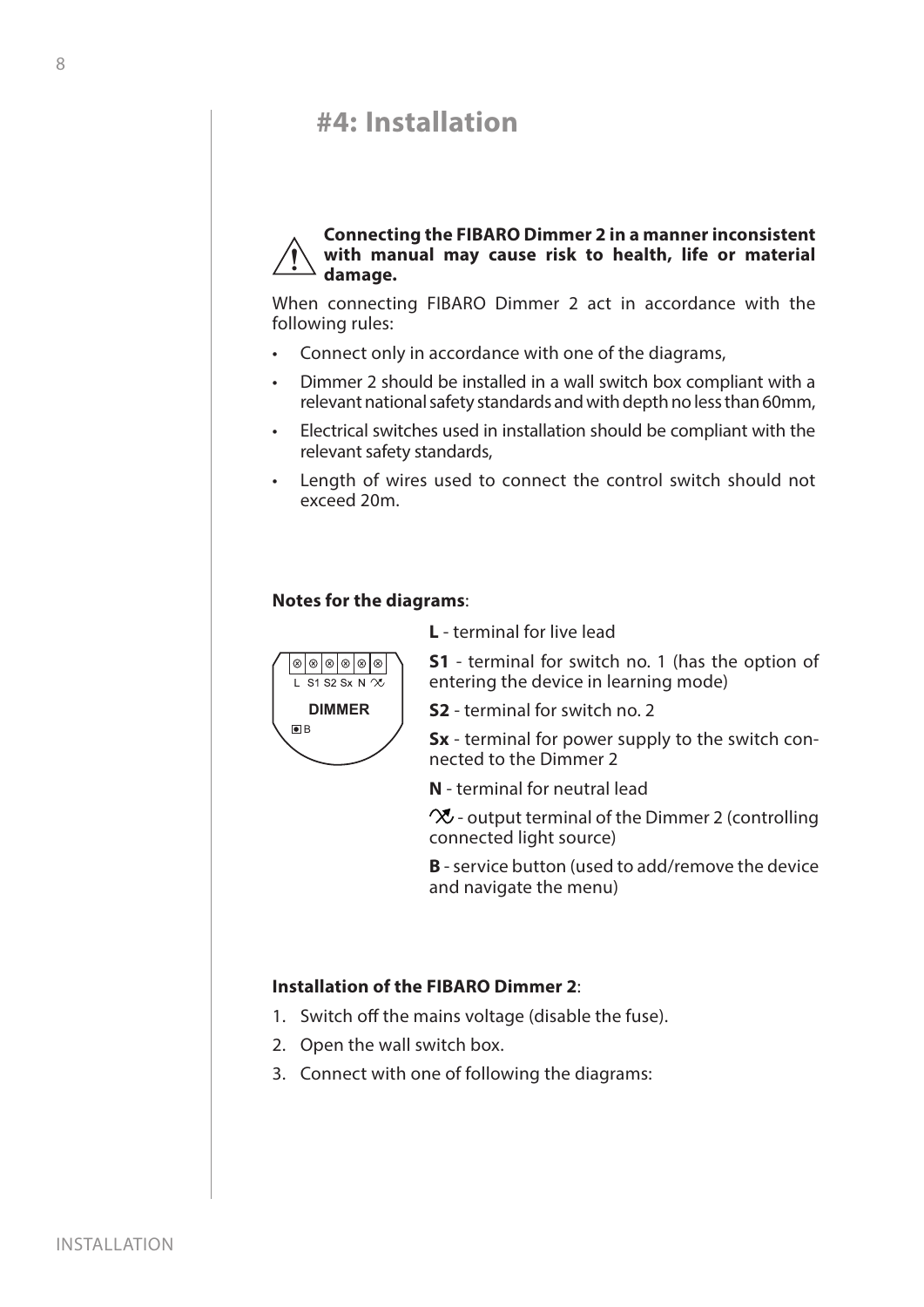# #4: Installation

**Connecting the FIBARO Dimmer 2 in a manner inconsistent with manual may cause risk to health, life or material damage.**

When connecting FIBARO Dimmer 2 act in accordance with the following rules:

- Connect only in accordance with one of the diagrams,
- Dimmer 2 should be installed in a wall switch box compliant with a relevant national safety standards and with depth no less than 60mm,
- Electrical switches used in installation should be compliant with the relevant safety standards,
- Length of wires used to connect the control switch should not exceed 20m.

**Notes for the diagrams**:

**L** - terminal for live lead

**S1** - terminal for switch no. 1 (has the option of entering the device in learning mode)

**S2** - terminal for switch no. 2

**Sx** - terminal for power supply to the switch connected to the Dimmer 2

**N** - terminal for neutral lead

⏦ - output terminal of the Dimmer 2 (controlling connected light source)

**B** - service button (used to add/remove the device and navigate the menu)

**Installation of the FIBARO Dimmer 2**:

1. Switch off the mains voltage (disable the fuse).
2. Open the wall switch box.
3. Connect with one of following the diagrams: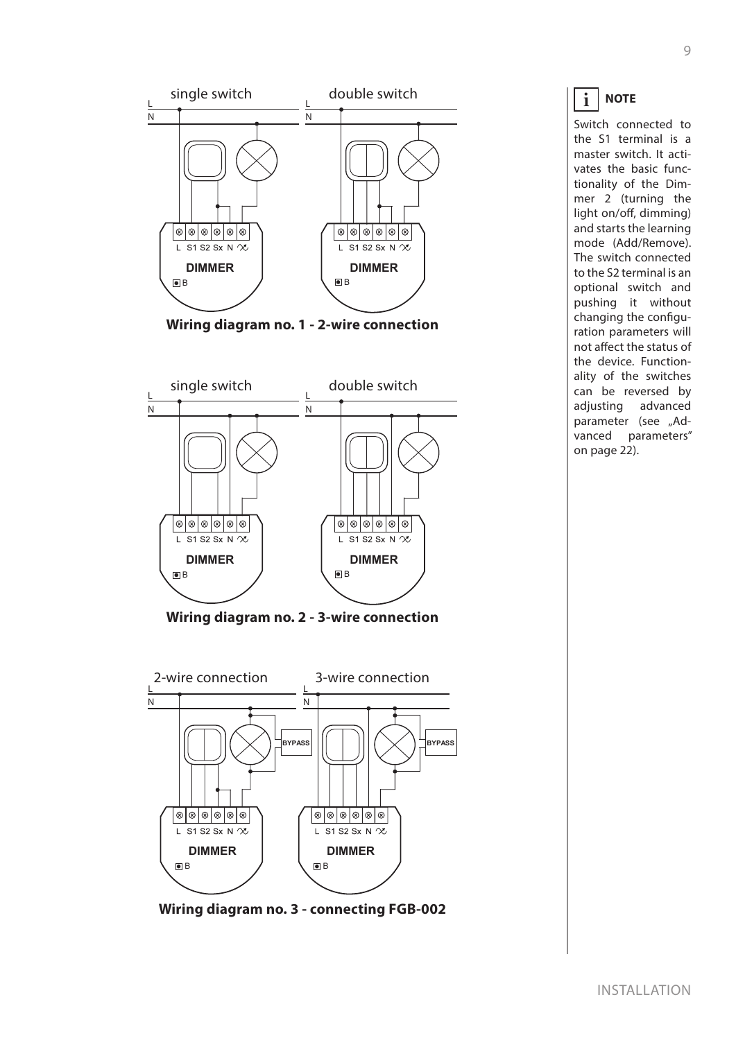**Wiring diagram no. 1 - 2-wire connection**

**Wiring diagram no. 2 - 3-wire connection**

**Wiring diagram no. 3 - connecting FGB-002**

**NOTE**

Switch connected to the S1 terminal is a master switch. It activates the basic functionality of the Dimmer 2 (turning the light on/off, dimming) and starts the learning mode (Add/Remove). The switch connected to the S2 terminal is an optional switch and pushing it without changing the configuration parameters will not affect the status of the device. Functionality of the switches can be reversed by adjusting advanced parameter (see „Advanced parameters" on page 22).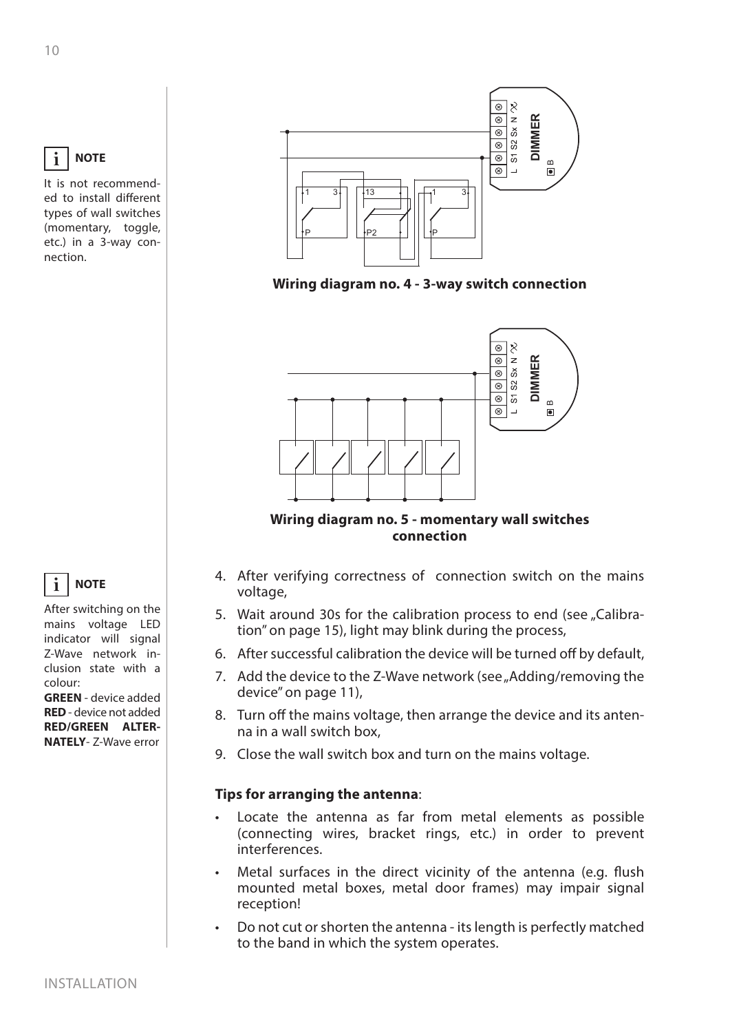> **NOTE**
>
> It is not recommended to install different types of wall switches (momentary, toggle, etc.) in a 3-way connection.

**Wiring diagram no. 4 - 3-way switch connection**

**Wiring diagram no. 5 - momentary wall switches connection**

> **NOTE**
>
> After switching on the mains voltage LED indicator will signal Z-Wave network inclusion state with a colour:
>
> **GREEN** - device added
> **RED** - device not added
> **RED/GREEN ALTERNATELY**- Z-Wave error

4. After verifying correctness of connection switch on the mains voltage,
5. Wait around 30s for the calibration process to end (see „Calibration" on page 15), light may blink during the process,
6. After successful calibration the device will be turned off by default,
7. Add the device to the Z-Wave network (see „Adding/removing the device" on page 11),
8. Turn off the mains voltage, then arrange the device and its antenna in a wall switch box,
9. Close the wall switch box and turn on the mains voltage.

**Tips for arranging the antenna**:

- Locate the antenna as far from metal elements as possible (connecting wires, bracket rings, etc.) in order to prevent interferences.
- Metal surfaces in the direct vicinity of the antenna (e.g. flush mounted metal boxes, metal door frames) may impair signal reception!
- Do not cut or shorten the antenna - its length is perfectly matched to the band in which the system operates.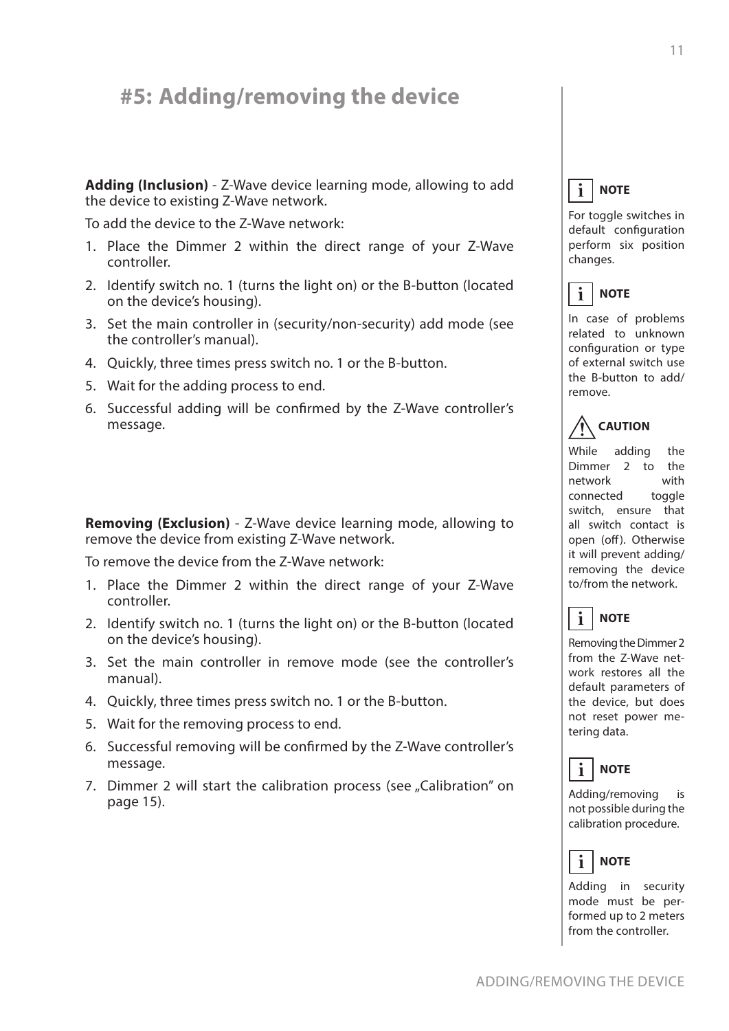# #5: Adding/removing the device

**Adding (Inclusion)** - Z-Wave device learning mode, allowing to add the device to existing Z-Wave network.

To add the device to the Z-Wave network:

1. Place the Dimmer 2 within the direct range of your Z-Wave controller.
2. Identify switch no. 1 (turns the light on) or the B-button (located on the device's housing).
3. Set the main controller in (security/non-security) add mode (see the controller's manual).
4. Quickly, three times press switch no. 1 or the B-button.
5. Wait for the adding process to end.
6. Successful adding will be confirmed by the Z-Wave controller's message.

**Removing (Exclusion)** - Z-Wave device learning mode, allowing to remove the device from existing Z-Wave network.

To remove the device from the Z-Wave network:

1. Place the Dimmer 2 within the direct range of your Z-Wave controller.
2. Identify switch no. 1 (turns the light on) or the B-button (located on the device's housing).
3. Set the main controller in remove mode (see the controller's manual).
4. Quickly, three times press switch no. 1 or the B-button.
5. Wait for the removing process to end.
6. Successful removing will be confirmed by the Z-Wave controller's message.
7. Dimmer 2 will start the calibration process (see „Calibration" on page 15).

**NOTE**

For toggle switches in default configuration perform six position changes.

**NOTE**

In case of problems related to unknown configuration or type of external switch use the B-button to add/remove.

**CAUTION**

While adding the Dimmer 2 to the network with connected toggle switch, ensure that all switch contact is open (off). Otherwise it will prevent adding/removing the device to/from the network.

**NOTE**

Removing the Dimmer 2 from the Z-Wave network restores all the default parameters of the device, but does not reset power metering data.

**NOTE**

Adding/removing is not possible during the calibration procedure.

**NOTE**

Adding in security mode must be performed up to 2 meters from the controller.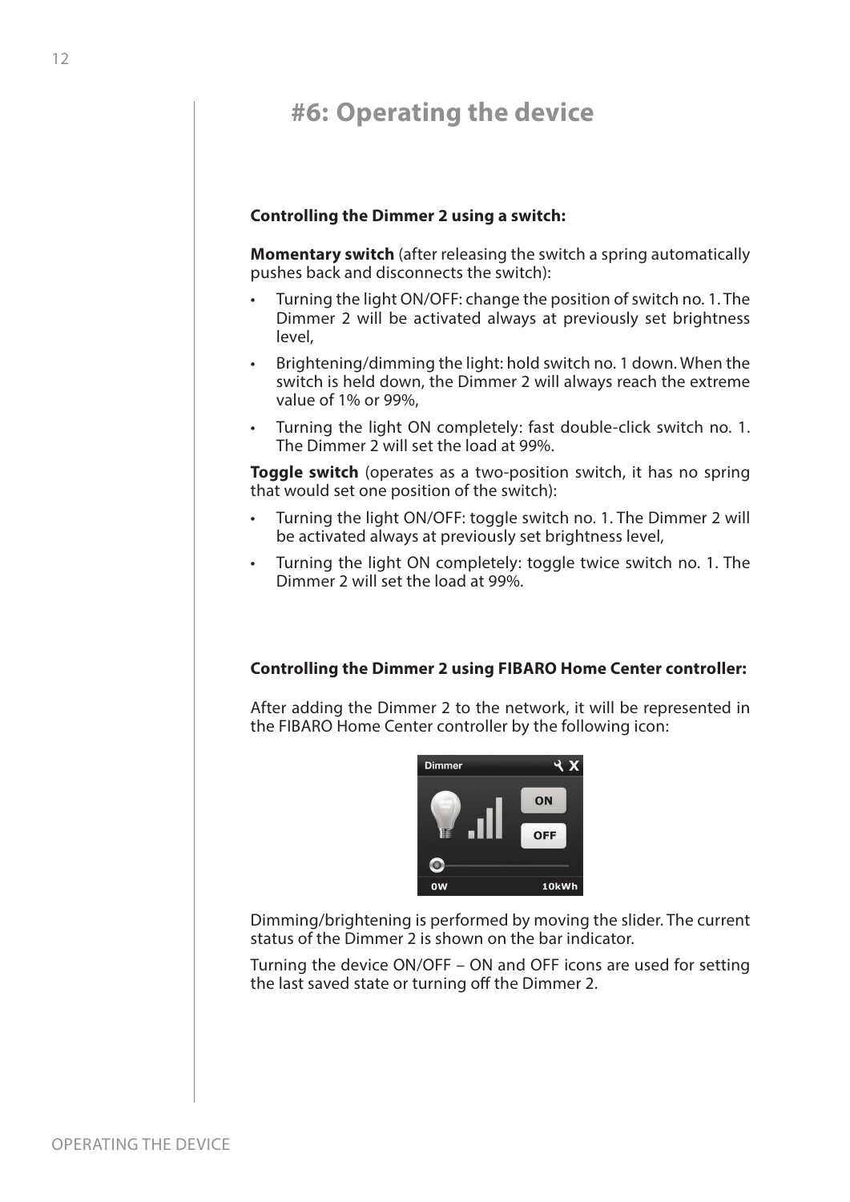# #6: Operating the device

**Controlling the Dimmer 2 using a switch:**

**Momentary switch** (after releasing the switch a spring automatically pushes back and disconnects the switch):

- Turning the light ON/OFF: change the position of switch no. 1. The Dimmer 2 will be activated always at previously set brightness level,
- Brightening/dimming the light: hold switch no. 1 down. When the switch is held down, the Dimmer 2 will always reach the extreme value of 1% or 99%,
- Turning the light ON completely: fast double-click switch no. 1. The Dimmer 2 will set the load at 99%.

**Toggle switch** (operates as a two-position switch, it has no spring that would set one position of the switch):

- Turning the light ON/OFF: toggle switch no. 1. The Dimmer 2 will be activated always at previously set brightness level,
- Turning the light ON completely: toggle twice switch no. 1. The Dimmer 2 will set the load at 99%.

**Controlling the Dimmer 2 using FIBARO Home Center controller:**

After adding the Dimmer 2 to the network, it will be represented in the FIBARO Home Center controller by the following icon:

Dimming/brightening is performed by moving the slider. The current status of the Dimmer 2 is shown on the bar indicator.

Turning the device ON/OFF – ON and OFF icons are used for setting the last saved state or turning off the Dimmer 2.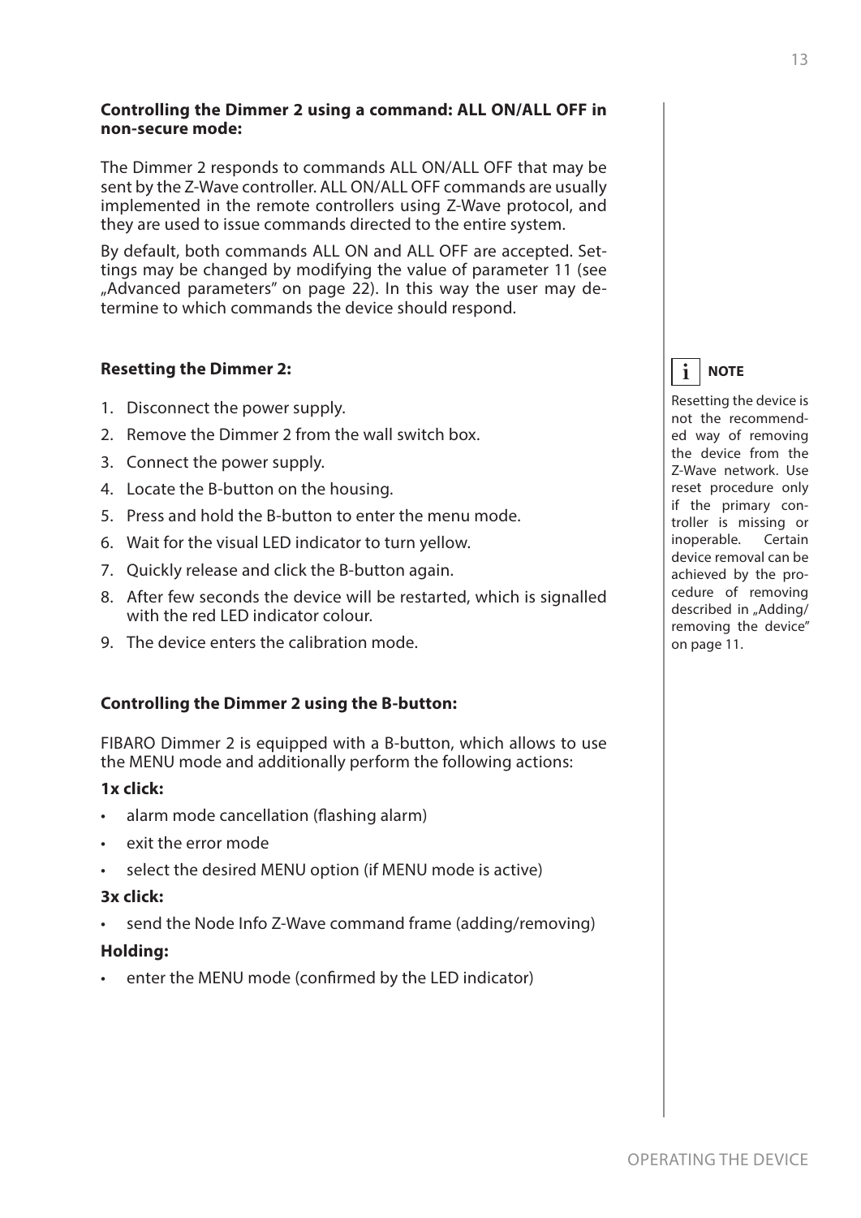**Controlling the Dimmer 2 using a command: ALL ON/ALL OFF in non-secure mode:**

The Dimmer 2 responds to commands ALL ON/ALL OFF that may be sent by the Z-Wave controller. ALL ON/ALL OFF commands are usually implemented in the remote controllers using Z-Wave protocol, and they are used to issue commands directed to the entire system.

By default, both commands ALL ON and ALL OFF are accepted. Settings may be changed by modifying the value of parameter 11 (see „Advanced parameters" on page 22). In this way the user may determine to which commands the device should respond.

**Resetting the Dimmer 2:**

1. Disconnect the power supply.
2. Remove the Dimmer 2 from the wall switch box.
3. Connect the power supply.
4. Locate the B-button on the housing.
5. Press and hold the B-button to enter the menu mode.
6. Wait for the visual LED indicator to turn yellow.
7. Quickly release and click the B-button again.
8. After few seconds the device will be restarted, which is signalled with the red LED indicator colour.
9. The device enters the calibration mode.

> **NOTE**
>
> Resetting the device is not the recommended way of removing the device from the Z-Wave network. Use reset procedure only if the primary controller is missing or inoperable. Certain device removal can be achieved by the procedure of removing described in „Adding/removing the device" on page 11.

**Controlling the Dimmer 2 using the B-button:**

FIBARO Dimmer 2 is equipped with a B-button, which allows to use the MENU mode and additionally perform the following actions:

**1x click:**

- alarm mode cancellation (flashing alarm)
- exit the error mode
- select the desired MENU option (if MENU mode is active)

**3x click:**

- send the Node Info Z-Wave command frame (adding/removing)

**Holding:**

- enter the MENU mode (confirmed by the LED indicator)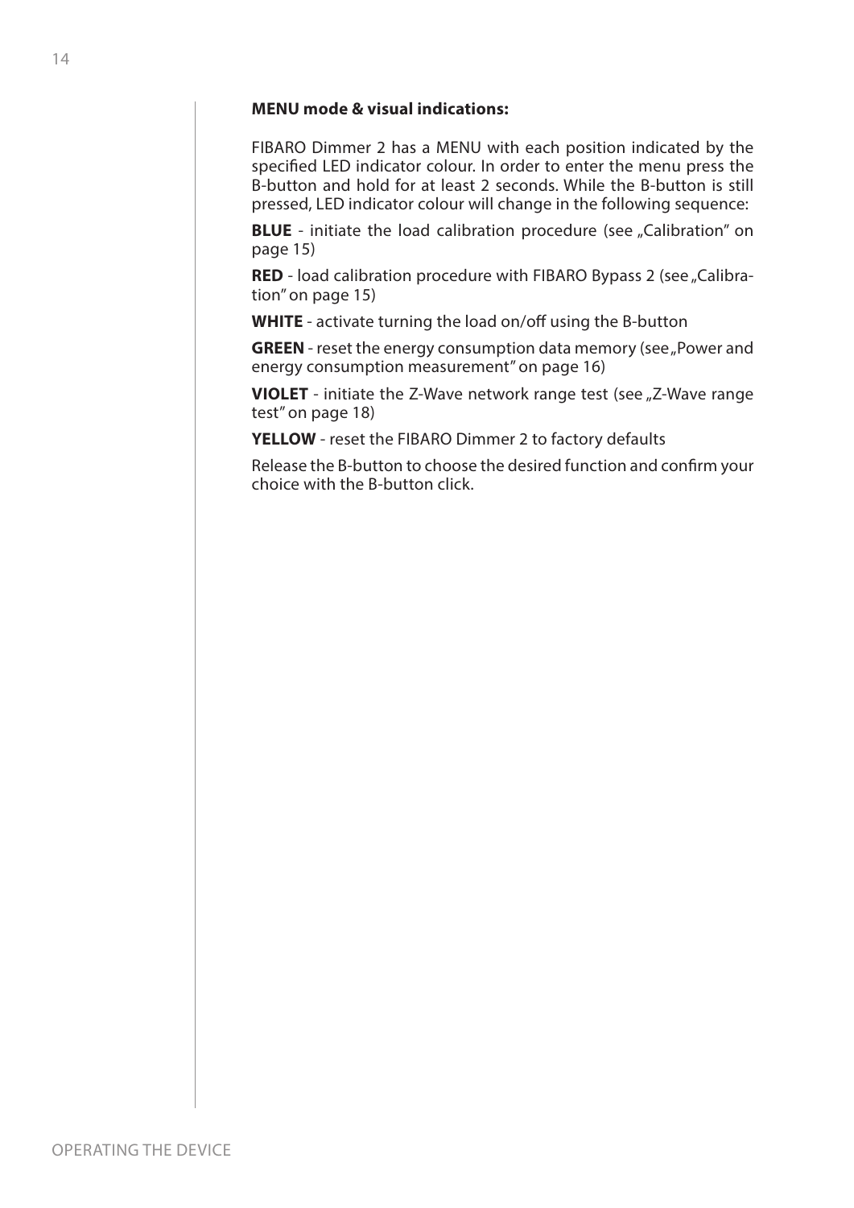**MENU mode & visual indications:**

FIBARO Dimmer 2 has a MENU with each position indicated by the specified LED indicator colour. In order to enter the menu press the B-button and hold for at least 2 seconds. While the B-button is still pressed, LED indicator colour will change in the following sequence:

**BLUE** - initiate the load calibration procedure (see „Calibration" on page 15)

**RED** - load calibration procedure with FIBARO Bypass 2 (see „Calibration" on page 15)

**WHITE** - activate turning the load on/off using the B-button

**GREEN** - reset the energy consumption data memory (see „Power and energy consumption measurement" on page 16)

**VIOLET** - initiate the Z-Wave network range test (see „Z-Wave range test" on page 18)

**YELLOW** - reset the FIBARO Dimmer 2 to factory defaults

Release the B-button to choose the desired function and confirm your choice with the B-button click.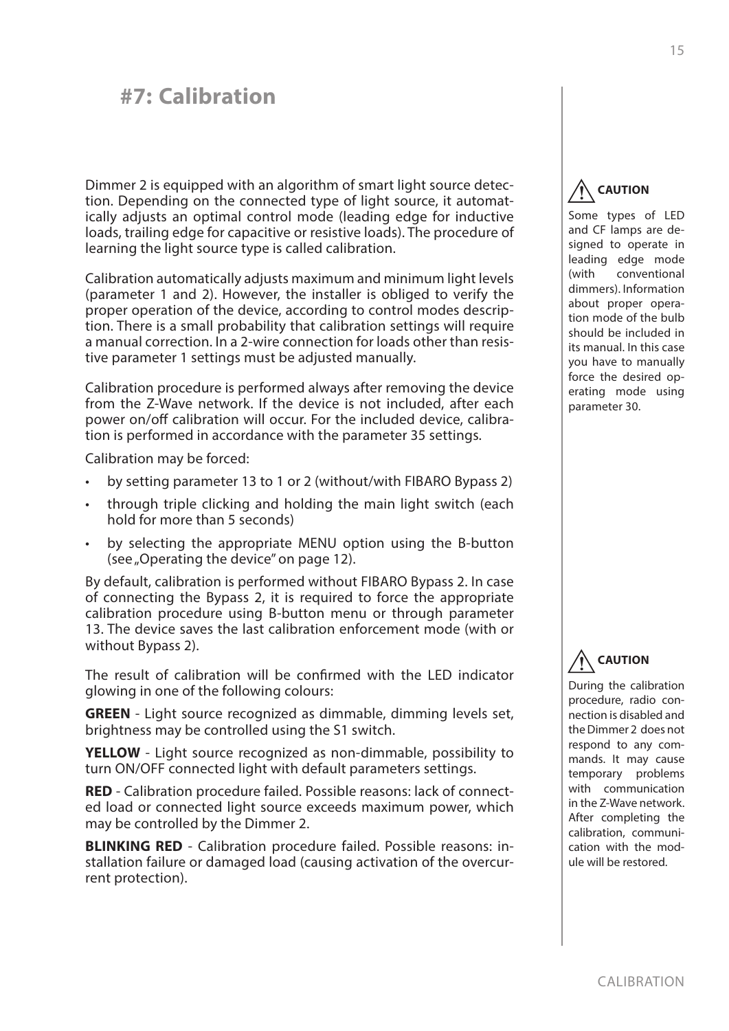# #7: Calibration

Dimmer 2 is equipped with an algorithm of smart light source detection. Depending on the connected type of light source, it automatically adjusts an optimal control mode (leading edge for inductive loads, trailing edge for capacitive or resistive loads). The procedure of learning the light source type is called calibration.

Calibration automatically adjusts maximum and minimum light levels (parameter 1 and 2). However, the installer is obliged to verify the proper operation of the device, according to control modes description. There is a small probability that calibration settings will require a manual correction. In a 2-wire connection for loads other than resistive parameter 1 settings must be adjusted manually.

Calibration procedure is performed always after removing the device from the Z-Wave network. If the device is not included, after each power on/off calibration will occur. For the included device, calibration is performed in accordance with the parameter 35 settings.

Calibration may be forced:

- by setting parameter 13 to 1 or 2 (without/with FIBARO Bypass 2)
- through triple clicking and holding the main light switch (each hold for more than 5 seconds)
- by selecting the appropriate MENU option using the B-button (see „Operating the device" on page 12).

By default, calibration is performed without FIBARO Bypass 2. In case of connecting the Bypass 2, it is required to force the appropriate calibration procedure using B-button menu or through parameter 13. The device saves the last calibration enforcement mode (with or without Bypass 2).

The result of calibration will be confirmed with the LED indicator glowing in one of the following colours:

**GREEN** - Light source recognized as dimmable, dimming levels set, brightness may be controlled using the S1 switch.

**YELLOW** - Light source recognized as non-dimmable, possibility to turn ON/OFF connected light with default parameters settings.

**RED** - Calibration procedure failed. Possible reasons: lack of connected load or connected light source exceeds maximum power, which may be controlled by the Dimmer 2.

**BLINKING RED** - Calibration procedure failed. Possible reasons: installation failure or damaged load (causing activation of the overcurrent protection).

**CAUTION**

Some types of LED and CF lamps are designed to operate in leading edge mode (with conventional dimmers). Information about proper operation mode of the bulb should be included in its manual. In this case you have to manually force the desired operating mode using parameter 30.

**CAUTION**

During the calibration procedure, radio connection is disabled and the Dimmer 2 does not respond to any commands. It may cause temporary problems with communication in the Z-Wave network. After completing the calibration, communication with the module will be restored.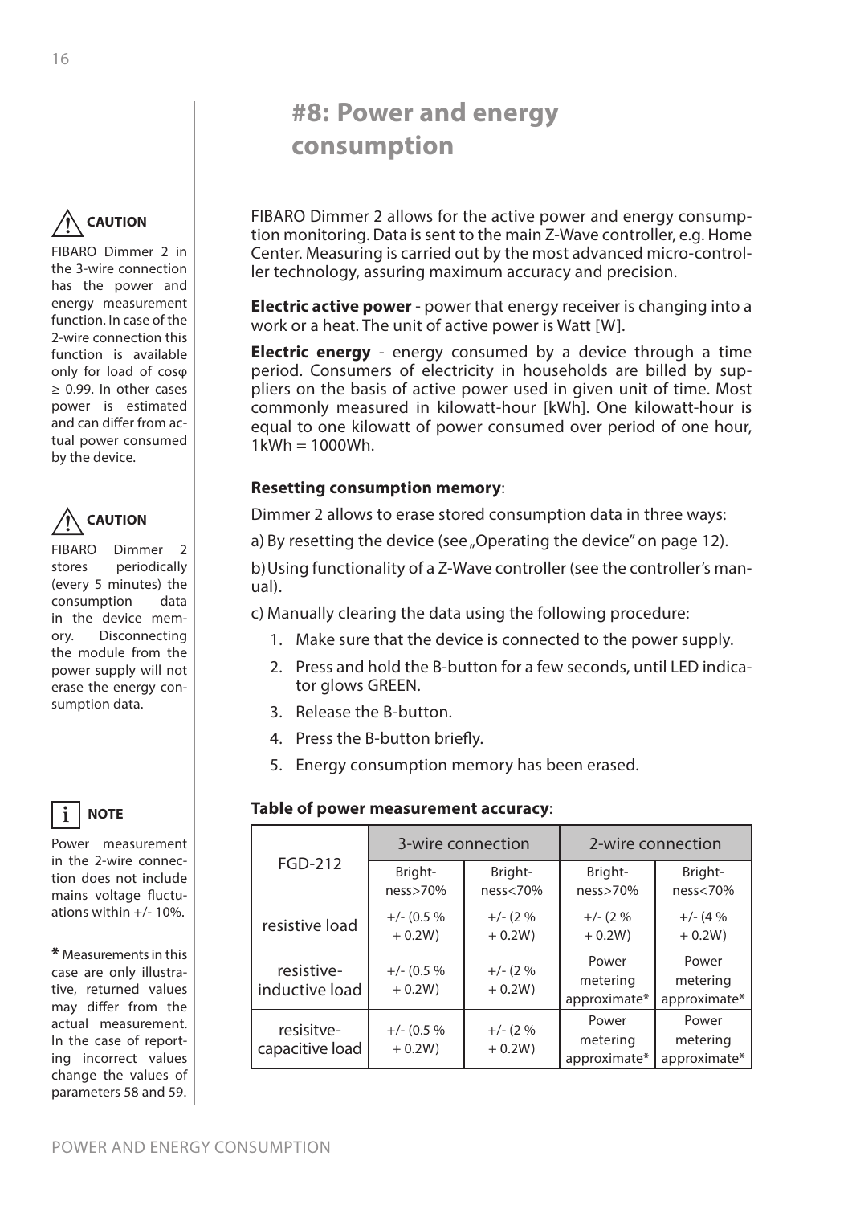# #8: Power and energy consumption

**CAUTION**

FIBARO Dimmer 2 in the 3-wire connection has the power and energy measurement function. In case of the 2-wire connection this function is available only for load of cosφ ≥ 0.99. In other cases power is estimated and can differ from actual power consumed by the device.

**CAUTION**

FIBARO Dimmer 2 stores periodically (every 5 minutes) the consumption data in the device memory. Disconnecting the module from the power supply will not erase the energy consumption data.

**NOTE**

Power measurement in the 2-wire connection does not include mains voltage fluctuations within +/- 10%.

**\*** Measurements in this case are only illustrative, returned values may differ from the actual measurement. In the case of reporting incorrect values change the values of parameters 58 and 59.

FIBARO Dimmer 2 allows for the active power and energy consumption monitoring. Data is sent to the main Z-Wave controller, e.g. Home Center. Measuring is carried out by the most advanced micro-controller technology, assuring maximum accuracy and precision.

**Electric active power** - power that energy receiver is changing into a work or a heat. The unit of active power is Watt [W].

**Electric energy** - energy consumed by a device through a time period. Consumers of electricity in households are billed by suppliers on the basis of active power used in given unit of time. Most commonly measured in kilowatt-hour [kWh]. One kilowatt-hour is equal to one kilowatt of power consumed over period of one hour, 1kWh = 1000Wh.

**Resetting consumption memory**:

Dimmer 2 allows to erase stored consumption data in three ways:

a) By resetting the device (see „Operating the device" on page 12).

b) Using functionality of a Z-Wave controller (see the controller's manual).

c) Manually clearing the data using the following procedure:

1. Make sure that the device is connected to the power supply.
2. Press and hold the B-button for a few seconds, until LED indicator glows GREEN.
3. Release the B-button.
4. Press the B-button briefly.
5. Energy consumption memory has been erased.

**Table of power measurement accuracy**:

| FGD-212 | 3-wire connection | | 2-wire connection | |
|---|---|---|---|---|
| | Brightness>70% | Brightness<70% | Brightness>70% | Brightness<70% |
| resistive load | +/- (0.5 % + 0.2W) | +/- (2 % + 0.2W) | +/- (2 % + 0.2W) | +/- (4 % + 0.2W) |
| resistive-inductive load | +/- (0.5 % + 0.2W) | +/- (2 % + 0.2W) | Power metering approximate* | Power metering approximate* |
| resisitve-capacitive load | +/- (0.5 % + 0.2W) | +/- (2 % + 0.2W) | Power metering approximate* | Power metering approximate* |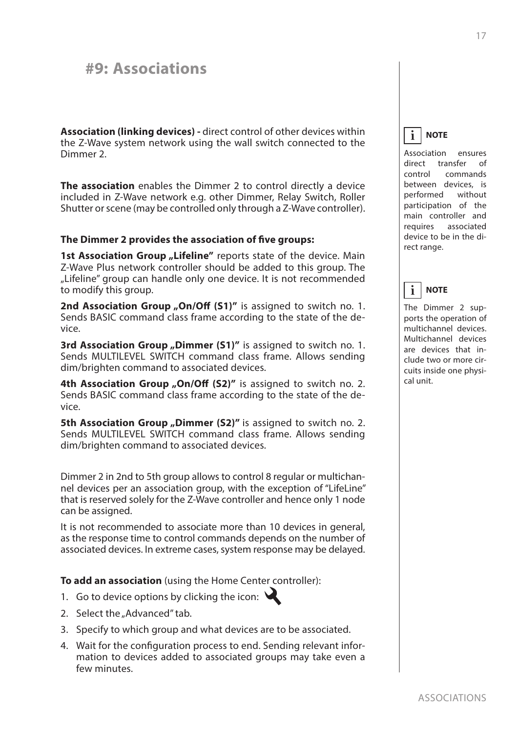# #9: Associations

**Association (linking devices) -** direct control of other devices within the Z-Wave system network using the wall switch connected to the Dimmer 2.

**The association** enables the Dimmer 2 to control directly a device included in Z-Wave network e.g. other Dimmer, Relay Switch, Roller Shutter or scene (may be controlled only through a Z-Wave controller).

**The Dimmer 2 provides the association of five groups:**

**1st Association Group „Lifeline"** reports state of the device. Main Z-Wave Plus network controller should be added to this group. The „Lifeline" group can handle only one device. It is not recommended to modify this group.

**2nd Association Group „On/Off (S1)"** is assigned to switch no. 1. Sends BASIC command class frame according to the state of the device.

**3rd Association Group „Dimmer (S1)"** is assigned to switch no. 1. Sends MULTILEVEL SWITCH command class frame. Allows sending dim/brighten command to associated devices.

**4th Association Group „On/Off (S2)"** is assigned to switch no. 2. Sends BASIC command class frame according to the state of the device.

**5th Association Group „Dimmer (S2)"** is assigned to switch no. 2. Sends MULTILEVEL SWITCH command class frame. Allows sending dim/brighten command to associated devices.

Dimmer 2 in 2nd to 5th group allows to control 8 regular or multichannel devices per an association group, with the exception of "LifeLine" that is reserved solely for the Z-Wave controller and hence only 1 node can be assigned.

It is not recommended to associate more than 10 devices in general, as the response time to control commands depends on the number of associated devices. In extreme cases, system response may be delayed.

**To add an association** (using the Home Center controller):

1. Go to device options by clicking the icon:
2. Select the „Advanced" tab.
3. Specify to which group and what devices are to be associated.
4. Wait for the configuration process to end. Sending relevant information to devices added to associated groups may take even a few minutes.

**NOTE**

Association ensures direct transfer of control commands between devices, is performed without participation of the main controller and requires associated device to be in the direct range.

**NOTE**

The Dimmer 2 supports the operation of multichannel devices. Multichannel devices are devices that include two or more circuits inside one physical unit.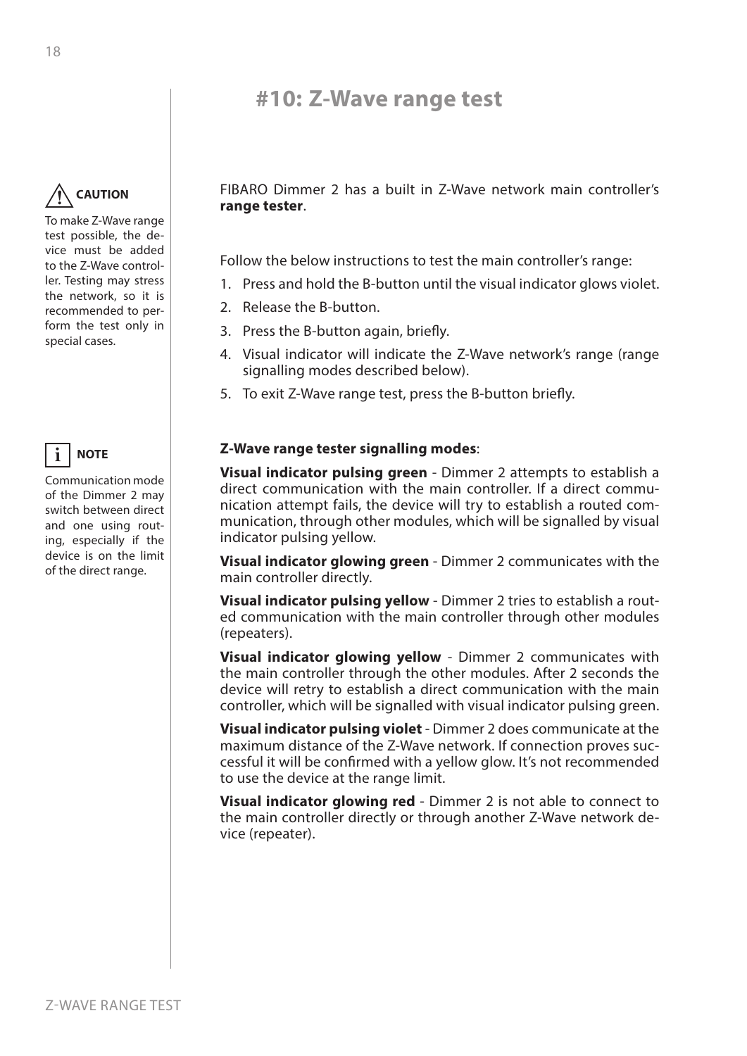# #10: Z-Wave range test

**CAUTION**

To make Z-Wave range test possible, the device must be added to the Z-Wave controller. Testing may stress the network, so it is recommended to perform the test only in special cases.

**NOTE**

Communication mode of the Dimmer 2 may switch between direct and one using routing, especially if the device is on the limit of the direct range.

FIBARO Dimmer 2 has a built in Z-Wave network main controller's **range tester**.

Follow the below instructions to test the main controller's range:

1. Press and hold the B-button until the visual indicator glows violet.
2. Release the B-button.
3. Press the B-button again, briefly.
4. Visual indicator will indicate the Z-Wave network's range (range signalling modes described below).
5. To exit Z-Wave range test, press the B-button briefly.

**Z-Wave range tester signalling modes**:

**Visual indicator pulsing green** - Dimmer 2 attempts to establish a direct communication with the main controller. If a direct communication attempt fails, the device will try to establish a routed communication, through other modules, which will be signalled by visual indicator pulsing yellow.

**Visual indicator glowing green** - Dimmer 2 communicates with the main controller directly.

**Visual indicator pulsing yellow** - Dimmer 2 tries to establish a routed communication with the main controller through other modules (repeaters).

**Visual indicator glowing yellow** - Dimmer 2 communicates with the main controller through the other modules. After 2 seconds the device will retry to establish a direct communication with the main controller, which will be signalled with visual indicator pulsing green.

**Visual indicator pulsing violet** - Dimmer 2 does communicate at the maximum distance of the Z-Wave network. If connection proves successful it will be confirmed with a yellow glow. It's not recommended to use the device at the range limit.

**Visual indicator glowing red** - Dimmer 2 is not able to connect to the main controller directly or through another Z-Wave network device (repeater).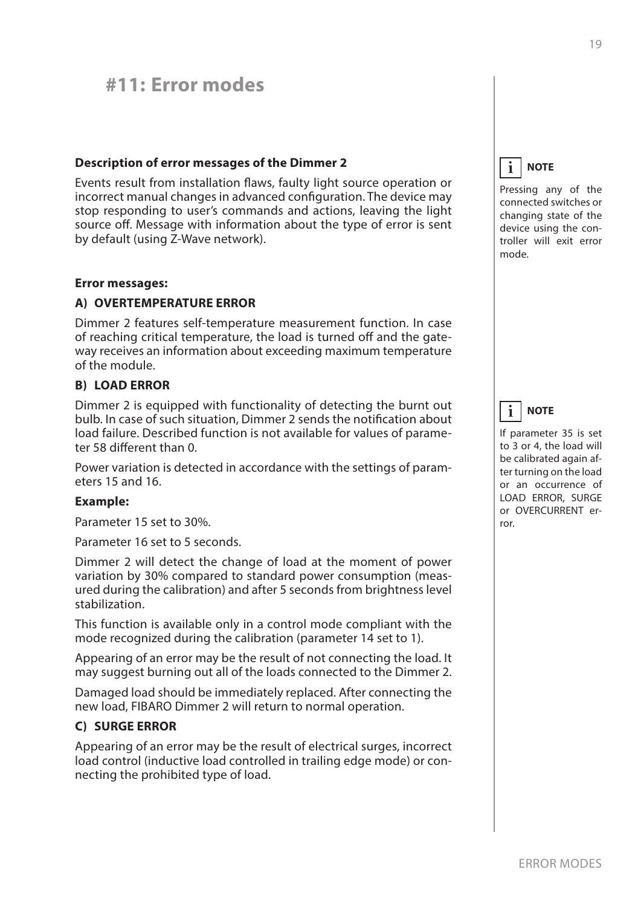# #11: Error modes

**Description of error messages of the Dimmer 2**

Events result from installation flaws, faulty light source operation or incorrect manual changes in advanced configuration. The device may stop responding to user's commands and actions, leaving the light source off. Message with information about the type of error is sent by default (using Z-Wave network).

> **NOTE**
>
> Pressing any of the connected switches or changing state of the device using the controller will exit error mode.

**Error messages:**

**A) OVERTEMPERATURE ERROR**

Dimmer 2 features self-temperature measurement function. In case of reaching critical temperature, the load is turned off and the gateway receives an information about exceeding maximum temperature of the module.

**B) LOAD ERROR**

Dimmer 2 is equipped with functionality of detecting the burnt out bulb. In case of such situation, Dimmer 2 sends the notification about load failure. Described function is not available for values of parameter 58 different than 0.

Power variation is detected in accordance with the settings of parameters 15 and 16.

> **NOTE**
>
> If parameter 35 is set to 3 or 4, the load will be calibrated again after turning on the load or an occurrence of LOAD ERROR, SURGE or OVERCURRENT error.

**Example:**

Parameter 15 set to 30%.

Parameter 16 set to 5 seconds.

Dimmer 2 will detect the change of load at the moment of power variation by 30% compared to standard power consumption (measured during the calibration) and after 5 seconds from brightness level stabilization.

This function is available only in a control mode compliant with the mode recognized during the calibration (parameter 14 set to 1).

Appearing of an error may be the result of not connecting the load. It may suggest burning out all of the loads connected to the Dimmer 2.

Damaged load should be immediately replaced. After connecting the new load, FIBARO Dimmer 2 will return to normal operation.

**C) SURGE ERROR**

Appearing of an error may be the result of electrical surges, incorrect load control (inductive load controlled in trailing edge mode) or connecting the prohibited type of load.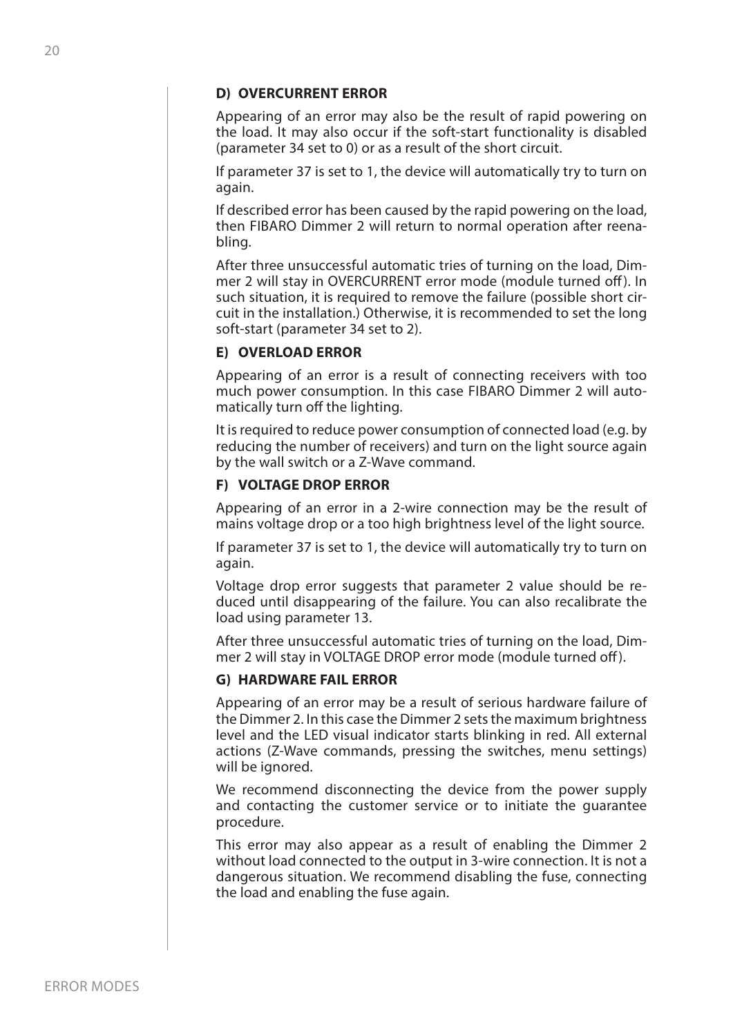#### D) OVERCURRENT ERROR

Appearing of an error may also be the result of rapid powering on the load. It may also occur if the soft-start functionality is disabled (parameter 34 set to 0) or as a result of the short circuit.

If parameter 37 is set to 1, the device will automatically try to turn on again.

If described error has been caused by the rapid powering on the load, then FIBARO Dimmer 2 will return to normal operation after reenabling.

After three unsuccessful automatic tries of turning on the load, Dimmer 2 will stay in OVERCURRENT error mode (module turned off). In such situation, it is required to remove the failure (possible short circuit in the installation.) Otherwise, it is recommended to set the long soft-start (parameter 34 set to 2).

#### E) OVERLOAD ERROR

Appearing of an error is a result of connecting receivers with too much power consumption. In this case FIBARO Dimmer 2 will automatically turn off the lighting.

It is required to reduce power consumption of connected load (e.g. by reducing the number of receivers) and turn on the light source again by the wall switch or a Z-Wave command.

#### F) VOLTAGE DROP ERROR

Appearing of an error in a 2-wire connection may be the result of mains voltage drop or a too high brightness level of the light source.

If parameter 37 is set to 1, the device will automatically try to turn on again.

Voltage drop error suggests that parameter 2 value should be reduced until disappearing of the failure. You can also recalibrate the load using parameter 13.

After three unsuccessful automatic tries of turning on the load, Dimmer 2 will stay in VOLTAGE DROP error mode (module turned off).

#### G) HARDWARE FAIL ERROR

Appearing of an error may be a result of serious hardware failure of the Dimmer 2. In this case the Dimmer 2 sets the maximum brightness level and the LED visual indicator starts blinking in red. All external actions (Z-Wave commands, pressing the switches, menu settings) will be ignored.

We recommend disconnecting the device from the power supply and contacting the customer service or to initiate the guarantee procedure.

This error may also appear as a result of enabling the Dimmer 2 without load connected to the output in 3-wire connection. It is not a dangerous situation. We recommend disabling the fuse, connecting the load and enabling the fuse again.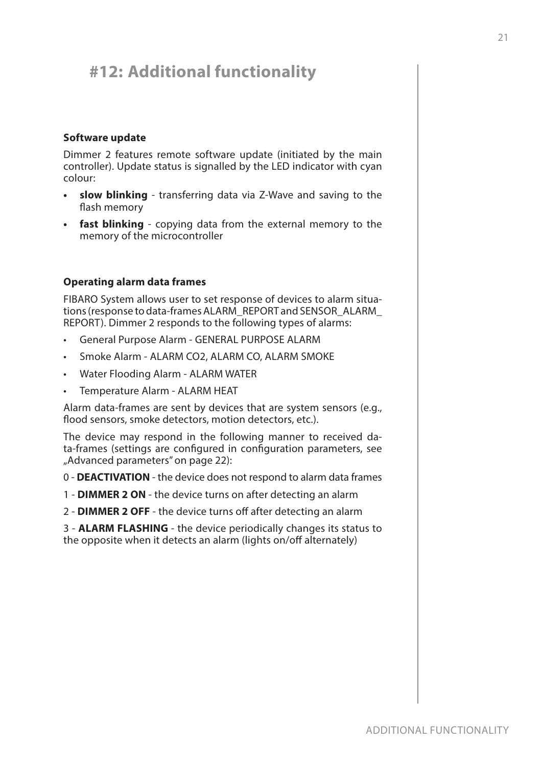# #12: Additional functionality

**Software update**

Dimmer 2 features remote software update (initiated by the main controller). Update status is signalled by the LED indicator with cyan colour:

- **slow blinking** - transferring data via Z-Wave and saving to the flash memory
- **fast blinking** - copying data from the external memory to the memory of the microcontroller

**Operating alarm data frames**

FIBARO System allows user to set response of devices to alarm situations (response to data-frames ALARM_REPORT and SENSOR_ALARM_REPORT). Dimmer 2 responds to the following types of alarms:

- General Purpose Alarm - GENERAL PURPOSE ALARM
- Smoke Alarm - ALARM CO2, ALARM CO, ALARM SMOKE
- Water Flooding Alarm - ALARM WATER
- Temperature Alarm - ALARM HEAT

Alarm data-frames are sent by devices that are system sensors (e.g., flood sensors, smoke detectors, motion detectors, etc.).

The device may respond in the following manner to received data-frames (settings are configured in configuration parameters, see „Advanced parameters" on page 22):

0 - **DEACTIVATION** - the device does not respond to alarm data frames

1 - **DIMMER 2 ON** - the device turns on after detecting an alarm

2 - **DIMMER 2 OFF** - the device turns off after detecting an alarm

3 - **ALARM FLASHING** - the device periodically changes its status to the opposite when it detects an alarm (lights on/off alternately)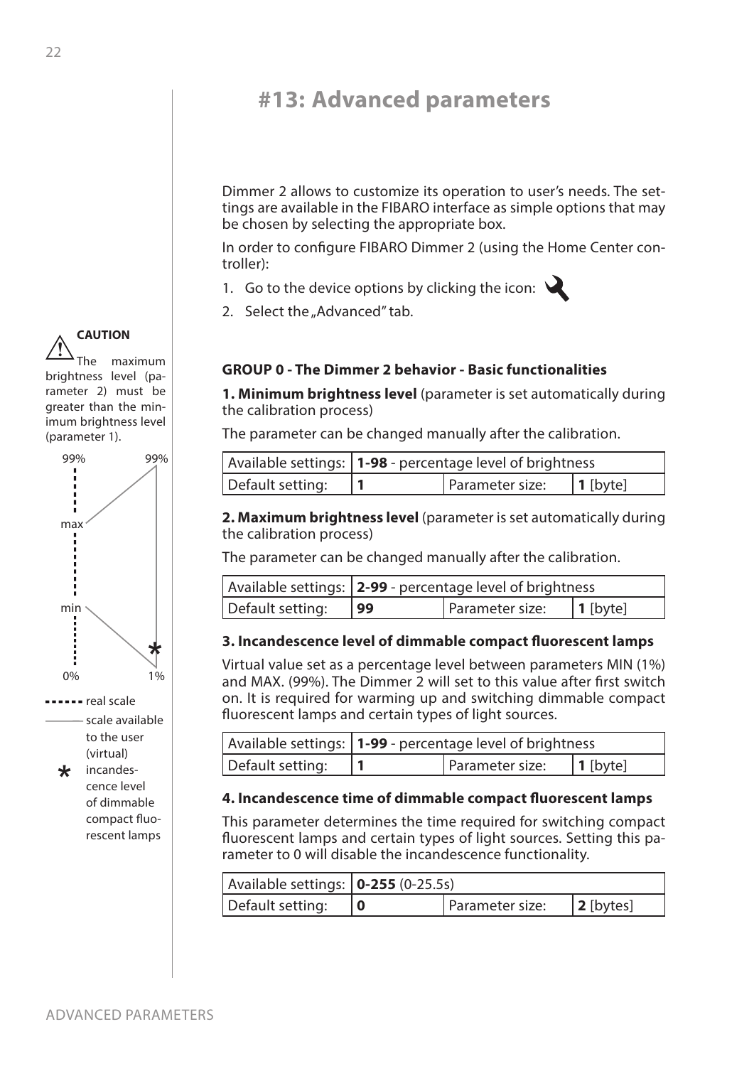# #13: Advanced parameters

Dimmer 2 allows to customize its operation to user's needs. The settings are available in the FIBARO interface as simple options that may be chosen by selecting the appropriate box.

In order to configure FIBARO Dimmer 2 (using the Home Center controller):

1. Go to the device options by clicking the icon:
2. Select the „Advanced" tab.

**CAUTION**

The maximum brightness level (parameter 2) must be greater than the minimum brightness level (parameter 1).

99% 99% max min 0% 1%

real scale

scale available to the user (virtual)

* incandescence level of dimmable compact fluorescent lamps

**GROUP 0 - The Dimmer 2 behavior - Basic functionalities**

**1. Minimum brightness level** (parameter is set automatically during the calibration process)

The parameter can be changed manually after the calibration.

| Available settings: | **1-98** - percentage level of brightness | | |
|---|---|---|---|
| Default setting: | **1** | Parameter size: | **1** [byte] |

**2. Maximum brightness level** (parameter is set automatically during the calibration process)

The parameter can be changed manually after the calibration.

| Available settings: | **2-99** - percentage level of brightness | | |
|---|---|---|---|
| Default setting: | **99** | Parameter size: | **1** [byte] |

**3. Incandescence level of dimmable compact fluorescent lamps**

Virtual value set as a percentage level between parameters MIN (1%) and MAX. (99%). The Dimmer 2 will set to this value after first switch on. It is required for warming up and switching dimmable compact fluorescent lamps and certain types of light sources.

| Available settings: | **1-99** - percentage level of brightness | | |
|---|---|---|---|
| Default setting: | **1** | Parameter size: | **1** [byte] |

**4. Incandescence time of dimmable compact fluorescent lamps**

This parameter determines the time required for switching compact fluorescent lamps and certain types of light sources. Setting this parameter to 0 will disable the incandescence functionality.

| Available settings: | **0-255** (0-25.5s) | | |
|---|---|---|---|
| Default setting: | **0** | Parameter size: | **2** [bytes] |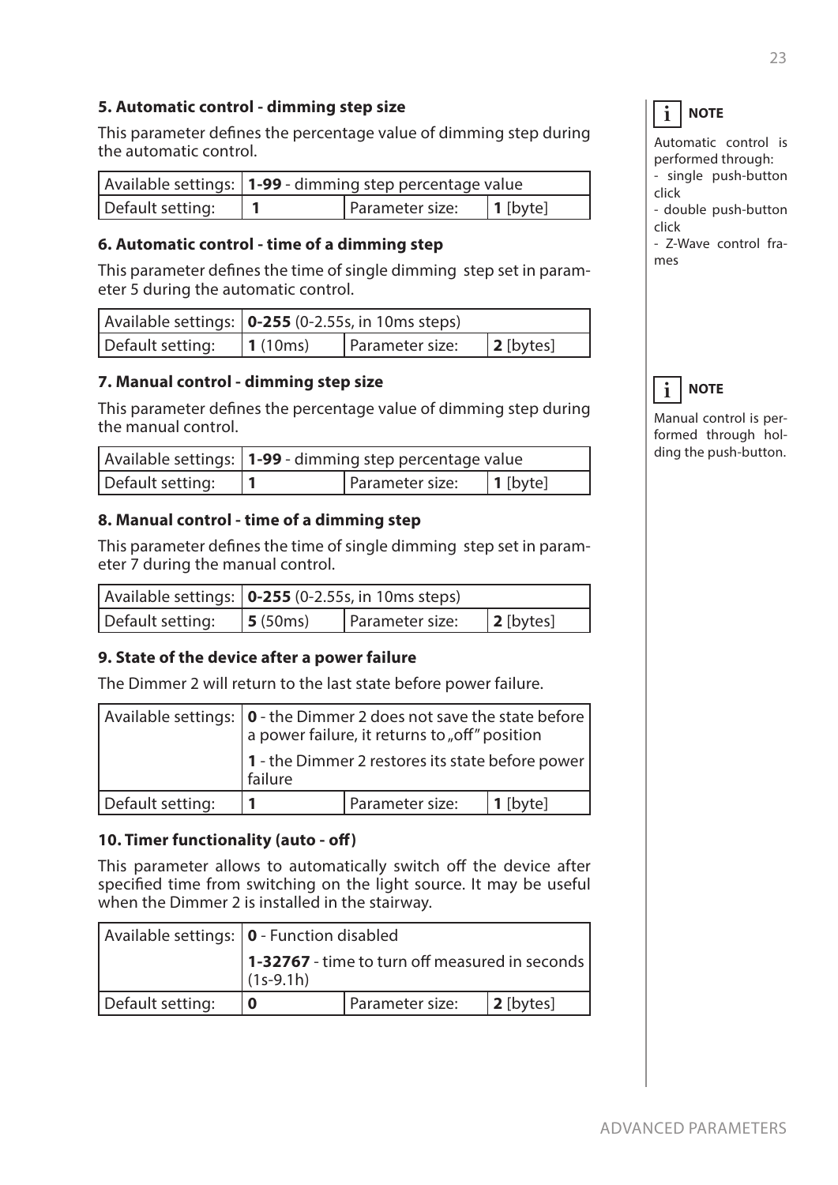### 5. Automatic control - dimming step size

This parameter defines the percentage value of dimming step during the automatic control.

| Available settings: | **1-99** - dimming step percentage value | | |
|---|---|---|---|
| Default setting: | **1** | Parameter size: | **1** [byte] |

### 6. Automatic control - time of a dimming step

This parameter defines the time of single dimming step set in parameter 5 during the automatic control.

| Available settings: | **0-255** (0-2.55s, in 10ms steps) | | |
|---|---|---|---|
| Default setting: | **1** (10ms) | Parameter size: | **2** [bytes] |

### 7. Manual control - dimming step size

This parameter defines the percentage value of dimming step during the manual control.

| Available settings: | **1-99** - dimming step percentage value | | |
|---|---|---|---|
| Default setting: | **1** | Parameter size: | **1** [byte] |

### 8. Manual control - time of a dimming step

This parameter defines the time of single dimming step set in parameter 7 during the manual control.

| Available settings: | **0-255** (0-2.55s, in 10ms steps) | | |
|---|---|---|---|
| Default setting: | **5** (50ms) | Parameter size: | **2** [bytes] |

### 9. State of the device after a power failure

The Dimmer 2 will return to the last state before power failure.

| Available settings: | **0** - the Dimmer 2 does not save the state before a power failure, it returns to „off" position | | |
|---|---|---|---|
| | **1** - the Dimmer 2 restores its state before power failure | | |
| Default setting: | **1** | Parameter size: | **1** [byte] |

### 10. Timer functionality (auto - off)

This parameter allows to automatically switch off the device after specified time from switching on the light source. It may be useful when the Dimmer 2 is installed in the stairway.

| Available settings: | **0** - Function disabled | | |
|---|---|---|---|
| | **1-32767** - time to turn off measured in seconds (1s-9.1h) | | |
| Default setting: | **0** | Parameter size: | **2** [bytes] |

**NOTE**

Automatic control is performed through:
- single push-button click
- double push-button click
- Z-Wave control frames

**NOTE**

Manual control is performed through holding the push-button.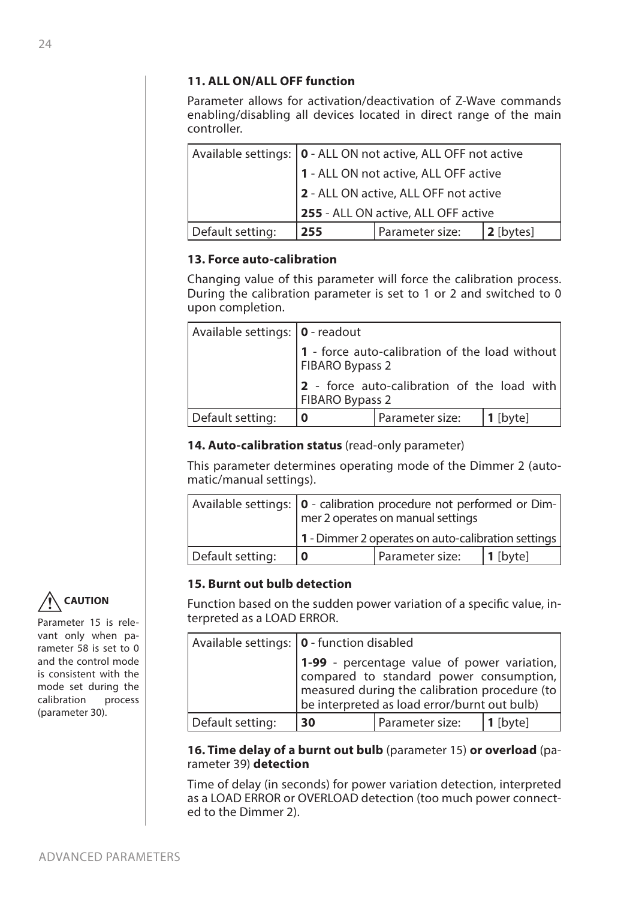### 11. ALL ON/ALL OFF function

Parameter allows for activation/deactivation of Z-Wave commands enabling/disabling all devices located in direct range of the main controller.

| Available settings: | **0** - ALL ON not active, ALL OFF not active | | |
|---|---|---|---|
| | **1** - ALL ON not active, ALL OFF active | | |
| | **2** - ALL ON active, ALL OFF not active | | |
| | **255** - ALL ON active, ALL OFF active | | |
| Default setting: | **255** | Parameter size: | **2** [bytes] |

### 13. Force auto-calibration

Changing value of this parameter will force the calibration process. During the calibration parameter is set to 1 or 2 and switched to 0 upon completion.

| Available settings: | **0** - readout | | |
|---|---|---|---|
| | **1** - force auto-calibration of the load without FIBARO Bypass 2 | | |
| | **2** - force auto-calibration of the load with FIBARO Bypass 2 | | |
| Default setting: | **0** | Parameter size: | **1** [byte] |

### 14. Auto-calibration status (read-only parameter)

This parameter determines operating mode of the Dimmer 2 (automatic/manual settings).

| Available settings: | **0** - calibration procedure not performed or Dimmer 2 operates on manual settings | | |
|---|---|---|---|
| | **1** - Dimmer 2 operates on auto-calibration settings | | |
| Default setting: | **0** | Parameter size: | **1** [byte] |

### 15. Burnt out bulb detection

**CAUTION**

Parameter 15 is relevant only when parameter 58 is set to 0 and the control mode is consistent with the mode set during the calibration process (parameter 30).

Function based on the sudden power variation of a specific value, interpreted as a LOAD ERROR.

| Available settings: | **0** - function disabled | | |
|---|---|---|---|
| | **1-99** - percentage value of power variation, compared to standard power consumption, measured during the calibration procedure (to be interpreted as load error/burnt out bulb) | | |
| Default setting: | **30** | Parameter size: | **1** [byte] |

### 16. Time delay of a burnt out bulb (parameter 15) or overload (parameter 39) detection

Time of delay (in seconds) for power variation detection, interpreted as a LOAD ERROR or OVERLOAD detection (too much power connected to the Dimmer 2).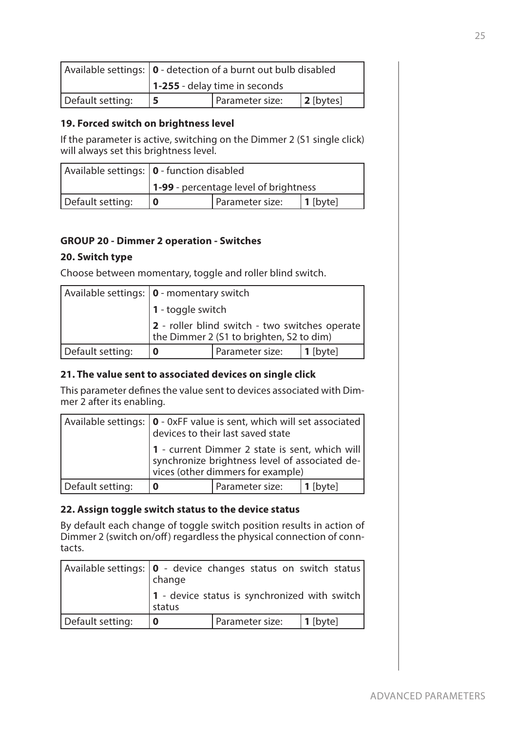| Available settings: | **0** - detection of a burnt out bulb disabled | | |
|---|---|---|---|
| | **1-255** - delay time in seconds | | |
| Default setting: | **5** | Parameter size: | **2** [bytes] |

### 19. Forced switch on brightness level

If the parameter is active, switching on the Dimmer 2 (S1 single click) will always set this brightness level.

| Available settings: | **0** - function disabled | | |
|---|---|---|---|
| | **1-99** - percentage level of brightness | | |
| Default setting: | **0** | Parameter size: | **1** [byte] |

## GROUP 20 - Dimmer 2 operation - Switches

### 20. Switch type

Choose between momentary, toggle and roller blind switch.

| Available settings: | **0** - momentary switch | | |
|---|---|---|---|
| | **1** - toggle switch | | |
| | **2** - roller blind switch - two switches operate the Dimmer 2 (S1 to brighten, S2 to dim) | | |
| Default setting: | **0** | Parameter size: | **1** [byte] |

### 21. The value sent to associated devices on single click

This parameter defines the value sent to devices associated with Dimmer 2 after its enabling.

| Available settings: | **0** - 0xFF value is sent, which will set associated devices to their last saved state | | |
|---|---|---|---|
| | **1** - current Dimmer 2 state is sent, which will synchronize brightness level of associated devices (other dimmers for example) | | |
| Default setting: | **0** | Parameter size: | **1** [byte] |

### 22. Assign toggle switch status to the device status

By default each change of toggle switch position results in action of Dimmer 2 (switch on/off) regardless the physical connection of conntacts.

| Available settings: | **0** - device changes status on switch status change | | |
|---|---|---|---|
| | **1** - device status is synchronized with switch status | | |
| Default setting: | **0** | Parameter size: | **1** [byte] |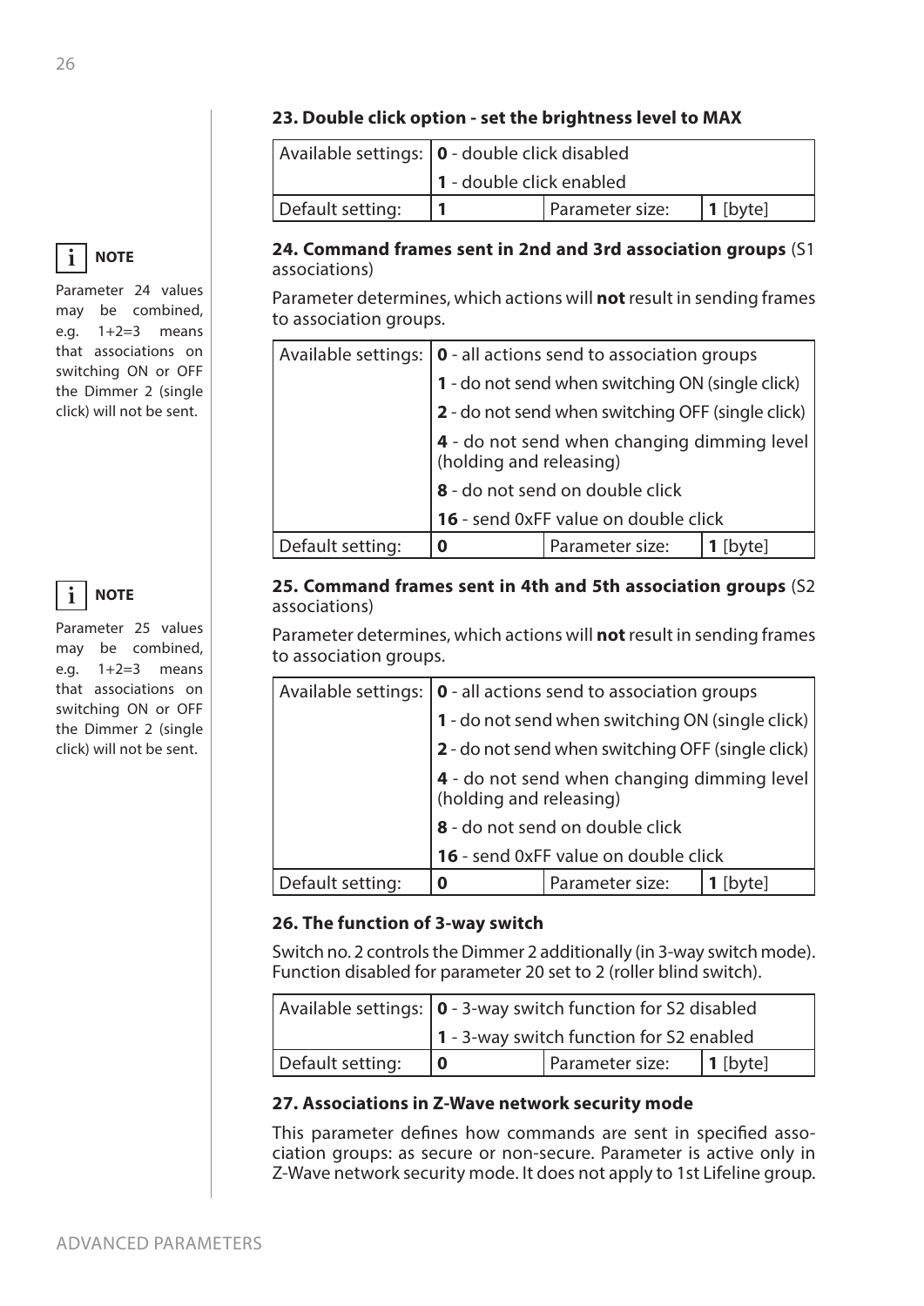### 23. Double click option - set the brightness level to MAX

| Available settings: | **0** - double click disabled | | |
|---|---|---|---|
| | **1** - double click enabled | | |
| Default setting: | **1** | Parameter size: | **1** [byte] |

> **NOTE**
>
> Parameter 24 values may be combined, e.g. 1+2=3 means that associations on switching ON or OFF the Dimmer 2 (single click) will not be sent.

### 24. Command frames sent in 2nd and 3rd association groups (S1 associations)

Parameter determines, which actions will **not** result in sending frames to association groups.

| Available settings: | **0** - all actions send to association groups | | |
|---|---|---|---|
| | **1** - do not send when switching ON (single click) | | |
| | **2** - do not send when switching OFF (single click) | | |
| | **4** - do not send when changing dimming level (holding and releasing) | | |
| | **8** - do not send on double click | | |
| | **16** - send 0xFF value on double click | | |
| Default setting: | **0** | Parameter size: | **1** [byte] |

> **NOTE**
>
> Parameter 25 values may be combined, e.g. 1+2=3 means that associations on switching ON or OFF the Dimmer 2 (single click) will not be sent.

### 25. Command frames sent in 4th and 5th association groups (S2 associations)

Parameter determines, which actions will **not** result in sending frames to association groups.

| Available settings: | **0** - all actions send to association groups | | |
|---|---|---|---|
| | **1** - do not send when switching ON (single click) | | |
| | **2** - do not send when switching OFF (single click) | | |
| | **4** - do not send when changing dimming level (holding and releasing) | | |
| | **8** - do not send on double click | | |
| | **16** - send 0xFF value on double click | | |
| Default setting: | **0** | Parameter size: | **1** [byte] |

### 26. The function of 3-way switch

Switch no. 2 controls the Dimmer 2 additionally (in 3-way switch mode). Function disabled for parameter 20 set to 2 (roller blind switch).

| Available settings: | **0** - 3-way switch function for S2 disabled | | |
|---|---|---|---|
| | **1** - 3-way switch function for S2 enabled | | |
| Default setting: | **0** | Parameter size: | **1** [byte] |

### 27. Associations in Z-Wave network security mode

This parameter defines how commands are sent in specified association groups: as secure or non-secure. Parameter is active only in Z-Wave network security mode. It does not apply to 1st Lifeline group.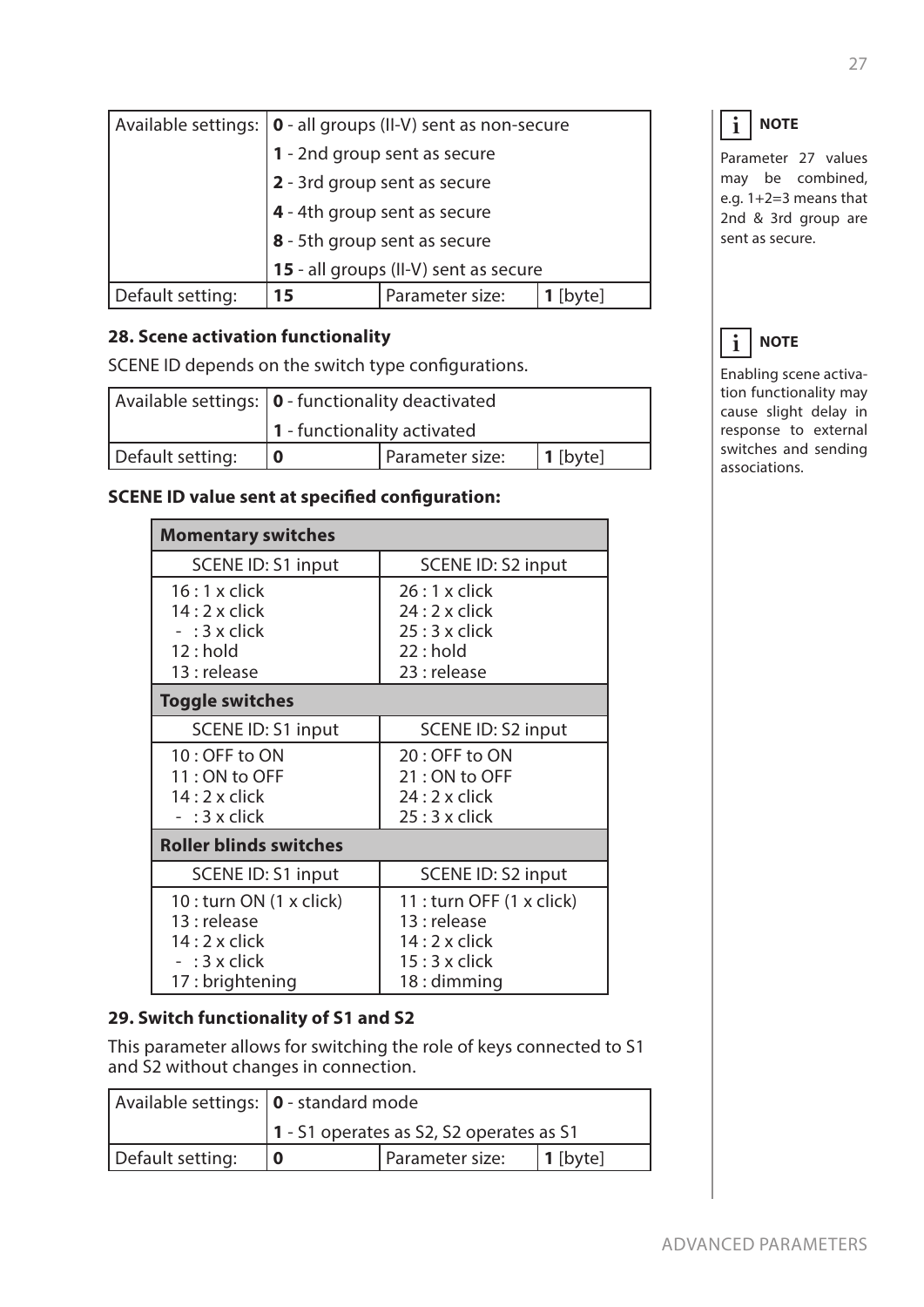| Available settings: | **0** - all groups (II-V) sent as non-secure | | |
|---|---|---|---|
| | **1** - 2nd group sent as secure | | |
| | **2** - 3rd group sent as secure | | |
| | **4** - 4th group sent as secure | | |
| | **8** - 5th group sent as secure | | |
| | **15** - all groups (II-V) sent as secure | | |
| Default setting: | **15** | Parameter size: | **1** [byte] |

### 28. Scene activation functionality

SCENE ID depends on the switch type configurations.

| Available settings: | **0** - functionality deactivated | | |
|---|---|---|---|
| | **1** - functionality activated | | |
| Default setting: | **0** | Parameter size: | **1** [byte] |

**SCENE ID value sent at specified configuration:**

| **Momentary switches** | |
|---|---|
| SCENE ID: S1 input | SCENE ID: S2 input |
| 16 : 1 x click<br>14 : 2 x click<br>- : 3 x click<br>12 : hold<br>13 : release | 26 : 1 x click<br>24 : 2 x click<br>25 : 3 x click<br>22 : hold<br>23 : release |
| **Toggle switches** | |
| SCENE ID: S1 input | SCENE ID: S2 input |
| 10 : OFF to ON<br>11 : ON to OFF<br>14 : 2 x click<br>- : 3 x click | 20 : OFF to ON<br>21 : ON to OFF<br>24 : 2 x click<br>25 : 3 x click |
| **Roller blinds switches** | |
| SCENE ID: S1 input | SCENE ID: S2 input |
| 10 : turn ON (1 x click)<br>13 : release<br>14 : 2 x click<br>- : 3 x click<br>17 : brightening | 11 : turn OFF (1 x click)<br>13 : release<br>14 : 2 x click<br>15 : 3 x click<br>18 : dimming |

### 29. Switch functionality of S1 and S2

This parameter allows for switching the role of keys connected to S1 and S2 without changes in connection.

| Available settings: | **0** - standard mode | | |
|---|---|---|---|
| | **1** - S1 operates as S2, S2 operates as S1 | | |
| Default setting: | **0** | Parameter size: | **1** [byte] |

**NOTE**

Parameter 27 values may be combined, e.g. 1+2=3 means that 2nd & 3rd group are sent as secure.

**NOTE**

Enabling scene activation functionality may cause slight delay in response to external switches and sending associations.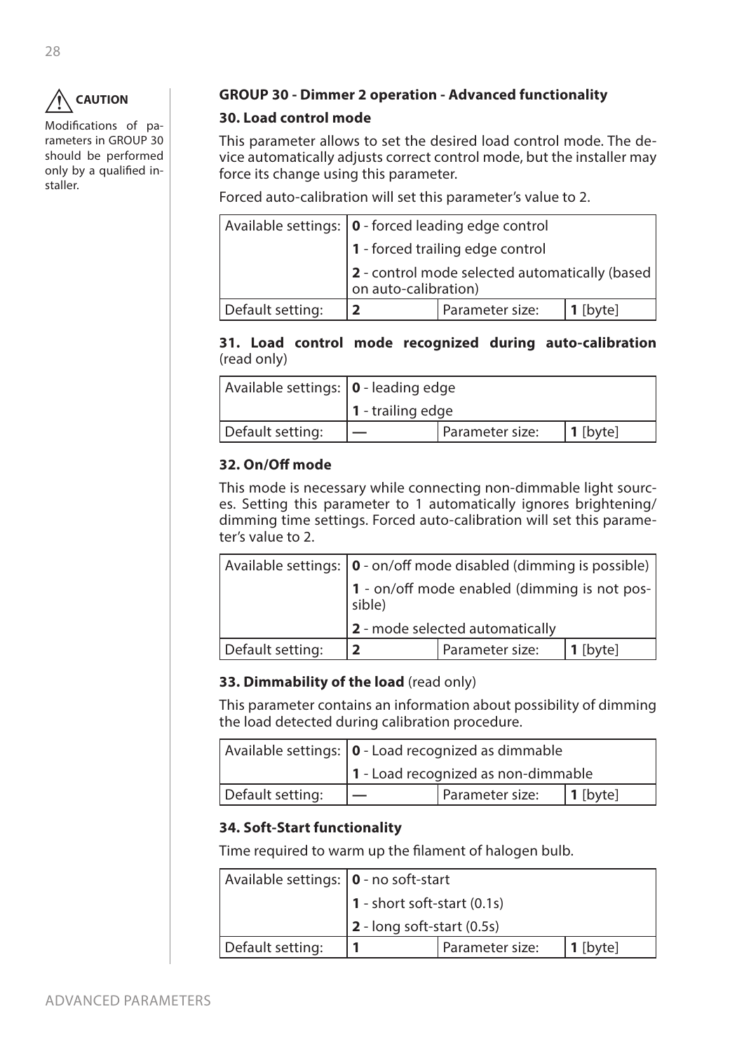**CAUTION**

Modifications of parameters in GROUP 30 should be performed only by a qualified installer.

### GROUP 30 - Dimmer 2 operation - Advanced functionality

#### 30. Load control mode

This parameter allows to set the desired load control mode. The device automatically adjusts correct control mode, but the installer may force its change using this parameter.

Forced auto-calibration will set this parameter's value to 2.

| Available settings: | **0** - forced leading edge control | | |
|---|---|---|---|
| | **1** - forced trailing edge control | | |
| | **2** - control mode selected automatically (based on auto-calibration) | | |
| Default setting: | **2** | Parameter size: | **1** [byte] |

#### 31. Load control mode recognized during auto-calibration (read only)

| Available settings: | **0** - leading edge | | |
|---|---|---|---|
| | **1** - trailing edge | | |
| Default setting: | **—** | Parameter size: | **1** [byte] |

#### 32. On/Off mode

This mode is necessary while connecting non-dimmable light sources. Setting this parameter to 1 automatically ignores brightening/dimming time settings. Forced auto-calibration will set this parameter's value to 2.

| Available settings: | **0** - on/off mode disabled (dimming is possible) | | |
|---|---|---|---|
| | **1** - on/off mode enabled (dimming is not possible) | | |
| | **2** - mode selected automatically | | |
| Default setting: | **2** | Parameter size: | **1** [byte] |

#### 33. Dimmability of the load (read only)

This parameter contains an information about possibility of dimming the load detected during calibration procedure.

| Available settings: | **0** - Load recognized as dimmable | | |
|---|---|---|---|
| | **1** - Load recognized as non-dimmable | | |
| Default setting: | **—** | Parameter size: | **1** [byte] |

#### 34. Soft-Start functionality

Time required to warm up the filament of halogen bulb.

| Available settings: | **0** - no soft-start | | |
|---|---|---|---|
| | **1** - short soft-start (0.1s) | | |
| | **2** - long soft-start (0.5s) | | |
| Default setting: | **1** | Parameter size: | **1** [byte] |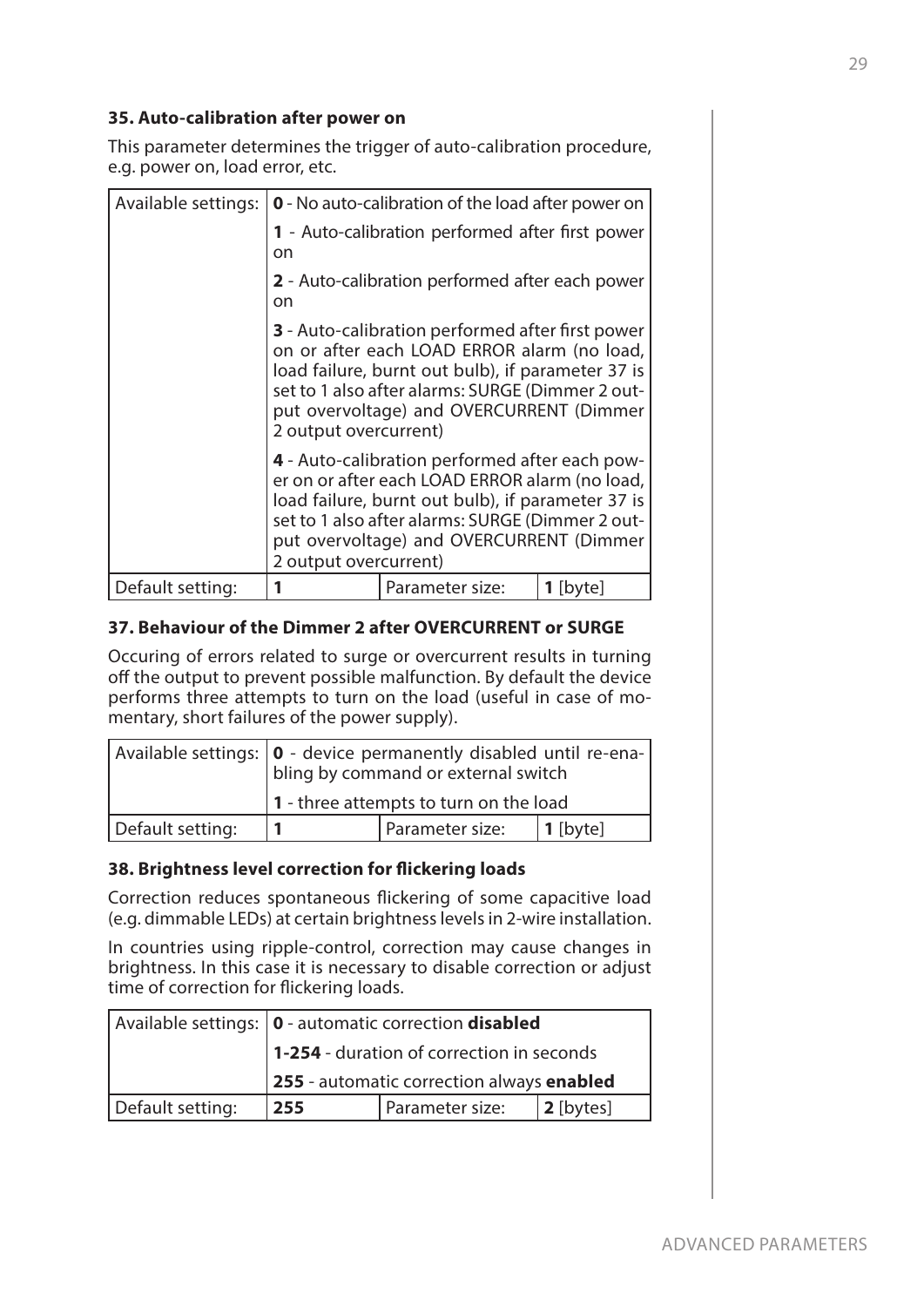### 35. Auto-calibration after power on

This parameter determines the trigger of auto-calibration procedure, e.g. power on, load error, etc.

| Available settings: | **0** - No auto-calibration of the load after power on | | |
|---|---|---|---|
| | **1** - Auto-calibration performed after first power on | | |
| | **2** - Auto-calibration performed after each power on | | |
| | **3** - Auto-calibration performed after first power on or after each LOAD ERROR alarm (no load, load failure, burnt out bulb), if parameter 37 is set to 1 also after alarms: SURGE (Dimmer 2 output overvoltage) and OVERCURRENT (Dimmer 2 output overcurrent) | | |
| | **4** - Auto-calibration performed after each power on or after each LOAD ERROR alarm (no load, load failure, burnt out bulb), if parameter 37 is set to 1 also after alarms: SURGE (Dimmer 2 output overvoltage) and OVERCURRENT (Dimmer 2 output overcurrent) | | |
| Default setting: | **1** | Parameter size: | **1** [byte] |

### 37. Behaviour of the Dimmer 2 after OVERCURRENT or SURGE

Occuring of errors related to surge or overcurrent results in turning off the output to prevent possible malfunction. By default the device performs three attempts to turn on the load (useful in case of momentary, short failures of the power supply).

| Available settings: | **0** - device permanently disabled until re-enabling by command or external switch | | |
|---|---|---|---|
| | **1** - three attempts to turn on the load | | |
| Default setting: | **1** | Parameter size: | **1** [byte] |

### 38. Brightness level correction for flickering loads

Correction reduces spontaneous flickering of some capacitive load (e.g. dimmable LEDs) at certain brightness levels in 2-wire installation.

In countries using ripple-control, correction may cause changes in brightness. In this case it is necessary to disable correction or adjust time of correction for flickering loads.

| Available settings: | **0** - automatic correction **disabled** | | |
|---|---|---|---|
| | **1-254** - duration of correction in seconds | | |
| | **255** - automatic correction always **enabled** | | |
| Default setting: | **255** | Parameter size: | **2** [bytes] |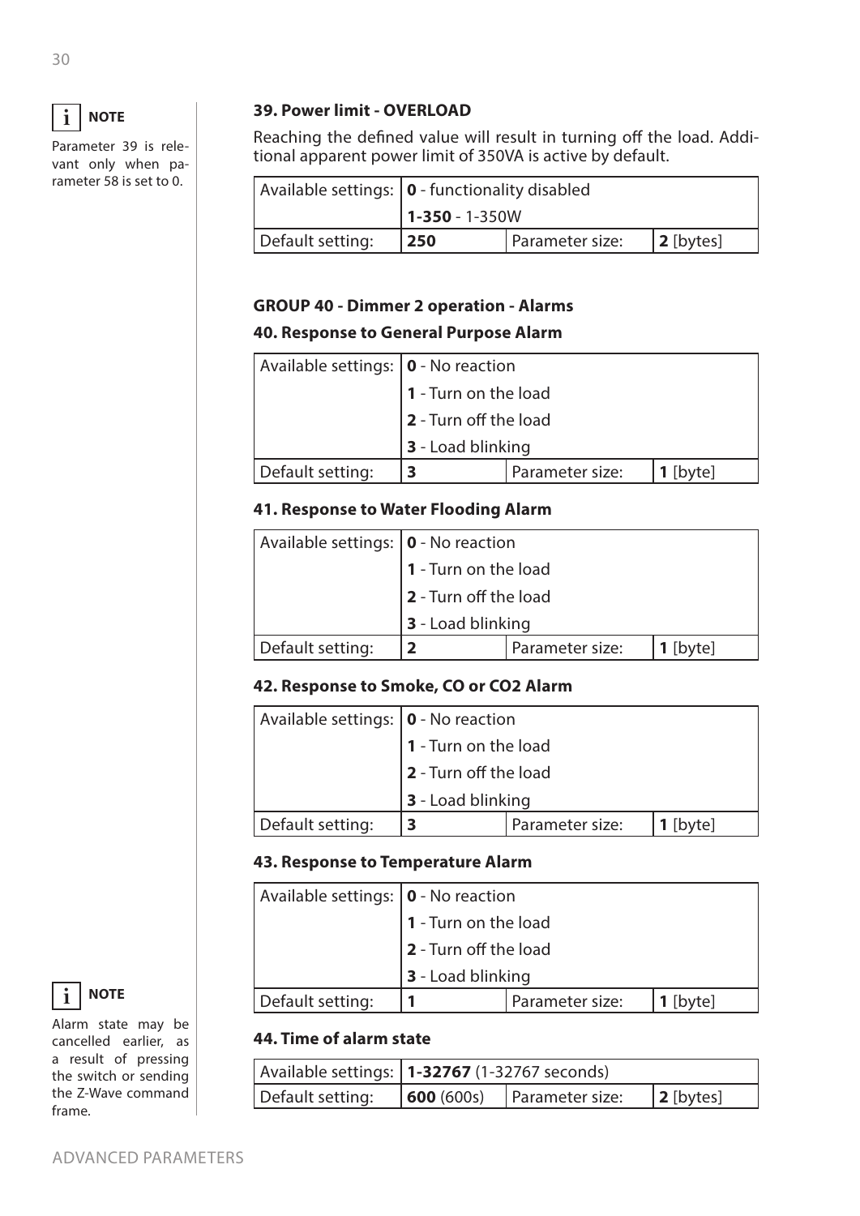> **NOTE**
> Parameter 39 is relevant only when parameter 58 is set to 0.

### 39. Power limit - OVERLOAD

Reaching the defined value will result in turning off the load. Additional apparent power limit of 350VA is active by default.

| Available settings: | **0** - functionality disabled | | |
|---|---|---|---|
| | **1-350** - 1-350W | | |
| Default setting: | **250** | Parameter size: | **2** [bytes] |

### GROUP 40 - Dimmer 2 operation - Alarms

### 40. Response to General Purpose Alarm

| Available settings: | **0** - No reaction | | |
|---|---|---|---|
| | **1** - Turn on the load | | |
| | **2** - Turn off the load | | |
| | **3** - Load blinking | | |
| Default setting: | **3** | Parameter size: | **1** [byte] |

### 41. Response to Water Flooding Alarm

| Available settings: | **0** - No reaction | | |
|---|---|---|---|
| | **1** - Turn on the load | | |
| | **2** - Turn off the load | | |
| | **3** - Load blinking | | |
| Default setting: | **2** | Parameter size: | **1** [byte] |

### 42. Response to Smoke, CO or CO2 Alarm

| Available settings: | **0** - No reaction | | |
|---|---|---|---|
| | **1** - Turn on the load | | |
| | **2** - Turn off the load | | |
| | **3** - Load blinking | | |
| Default setting: | **3** | Parameter size: | **1** [byte] |

### 43. Response to Temperature Alarm

| Available settings: | **0** - No reaction | | |
|---|---|---|---|
| | **1** - Turn on the load | | |
| | **2** - Turn off the load | | |
| | **3** - Load blinking | | |
| Default setting: | **1** | Parameter size: | **1** [byte] |

> **NOTE**
> Alarm state may be cancelled earlier, as a result of pressing the switch or sending the Z-Wave command frame.

### 44. Time of alarm state

| Available settings: | **1-32767** (1-32767 seconds) | | |
|---|---|---|---|
| Default setting: | **600** (600s) | Parameter size: | **2** [bytes] |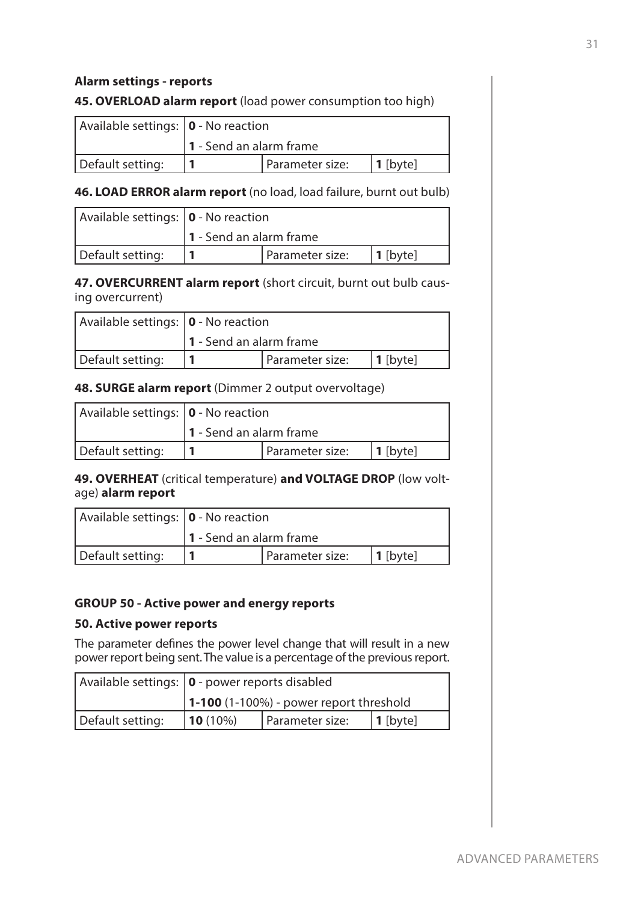### Alarm settings - reports

**45. OVERLOAD alarm report** (load power consumption too high)

| Available settings: | **0** - No reaction | | |
|---|---|---|---|
| | **1** - Send an alarm frame | | |
| Default setting: | **1** | Parameter size: | **1** [byte] |

**46. LOAD ERROR alarm report** (no load, load failure, burnt out bulb)

| Available settings: | **0** - No reaction | | |
|---|---|---|---|
| | **1** - Send an alarm frame | | |
| Default setting: | **1** | Parameter size: | **1** [byte] |

**47. OVERCURRENT alarm report** (short circuit, burnt out bulb causing overcurrent)

| Available settings: | **0** - No reaction | | |
|---|---|---|---|
| | **1** - Send an alarm frame | | |
| Default setting: | **1** | Parameter size: | **1** [byte] |

**48. SURGE alarm report** (Dimmer 2 output overvoltage)

| Available settings: | **0** - No reaction | | |
|---|---|---|---|
| | **1** - Send an alarm frame | | |
| Default setting: | **1** | Parameter size: | **1** [byte] |

**49. OVERHEAT** (critical temperature) **and VOLTAGE DROP** (low voltage) **alarm report**

| Available settings: | **0** - No reaction | | |
|---|---|---|---|
| | **1** - Send an alarm frame | | |
| Default setting: | **1** | Parameter size: | **1** [byte] |

### GROUP 50 - Active power and energy reports

**50. Active power reports**

The parameter defines the power level change that will result in a new power report being sent. The value is a percentage of the previous report.

| Available settings: | **0** - power reports disabled | | |
|---|---|---|---|
| | **1-100** (1-100%) - power report threshold | | |
| Default setting: | **10** (10%) | Parameter size: | **1** [byte] |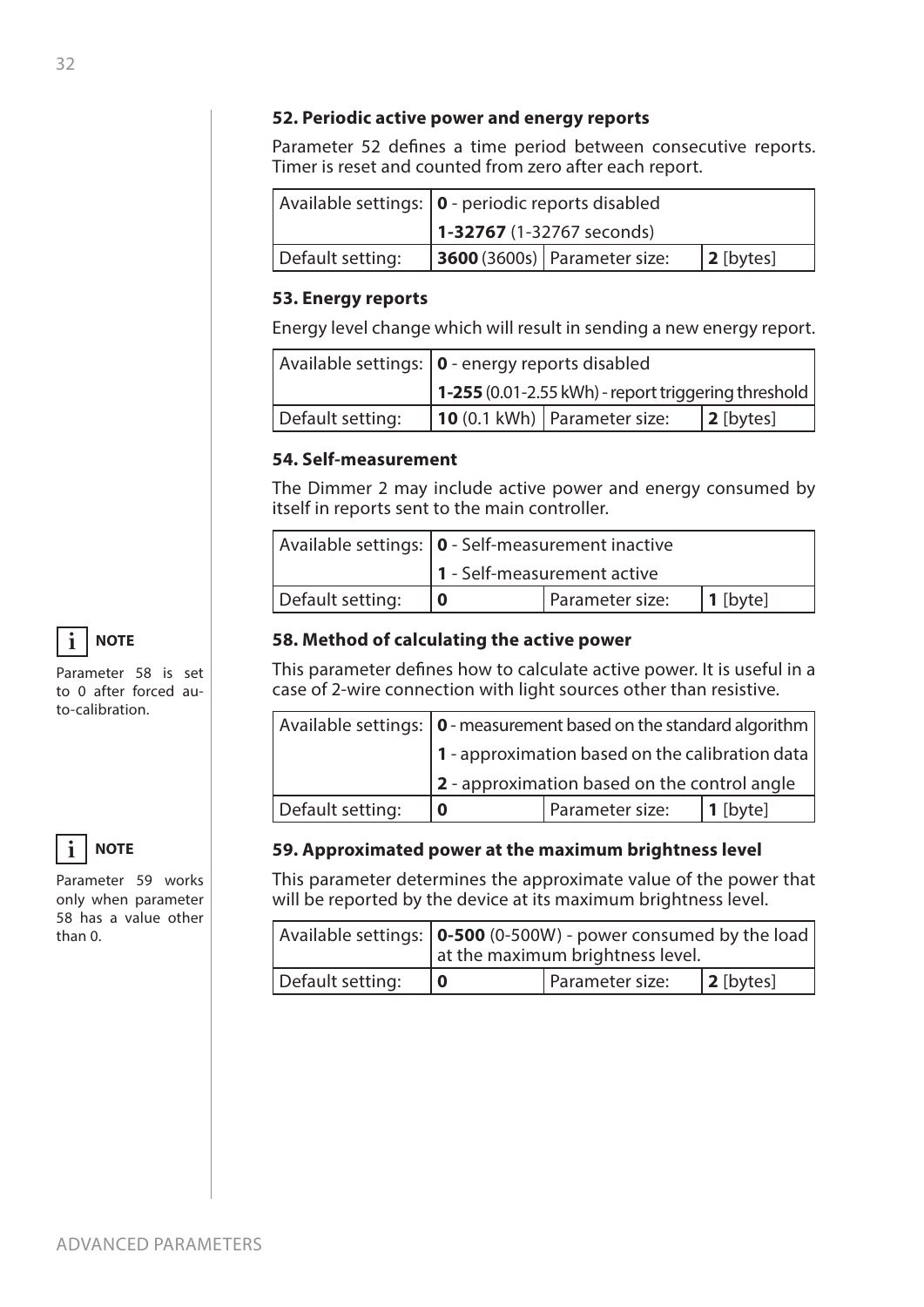### 52. Periodic active power and energy reports

Parameter 52 defines a time period between consecutive reports. Timer is reset and counted from zero after each report.

| Available settings: | **0** - periodic reports disabled | | |
|---|---|---|---|
| | **1-32767** (1-32767 seconds) | | |
| Default setting: | **3600** (3600s) | Parameter size: | **2** [bytes] |

### 53. Energy reports

Energy level change which will result in sending a new energy report.

| Available settings: | **0** - energy reports disabled | | |
|---|---|---|---|
| | **1-255** (0.01-2.55 kWh) - report triggering threshold | | |
| Default setting: | **10** (0.1 kWh) | Parameter size: | **2** [bytes] |

### 54. Self-measurement

The Dimmer 2 may include active power and energy consumed by itself in reports sent to the main controller.

| Available settings: | **0** - Self-measurement inactive | | |
|---|---|---|---|
| | **1** - Self-measurement active | | |
| Default setting: | **0** | Parameter size: | **1** [byte] |

### 58. Method of calculating the active power

**NOTE**

Parameter 58 is set to 0 after forced auto-calibration.

This parameter defines how to calculate active power. It is useful in a case of 2-wire connection with light sources other than resistive.

| Available settings: | **0** - measurement based on the standard algorithm | | |
|---|---|---|---|
| | **1** - approximation based on the calibration data | | |
| | **2** - approximation based on the control angle | | |
| Default setting: | **0** | Parameter size: | **1** [byte] |

### 59. Approximated power at the maximum brightness level

**NOTE**

Parameter 59 works only when parameter 58 has a value other than 0.

This parameter determines the approximate value of the power that will be reported by the device at its maximum brightness level.

| Available settings: | **0-500** (0-500W) - power consumed by the load at the maximum brightness level. | | |
|---|---|---|---|
| Default setting: | **0** | Parameter size: | **2** [bytes] |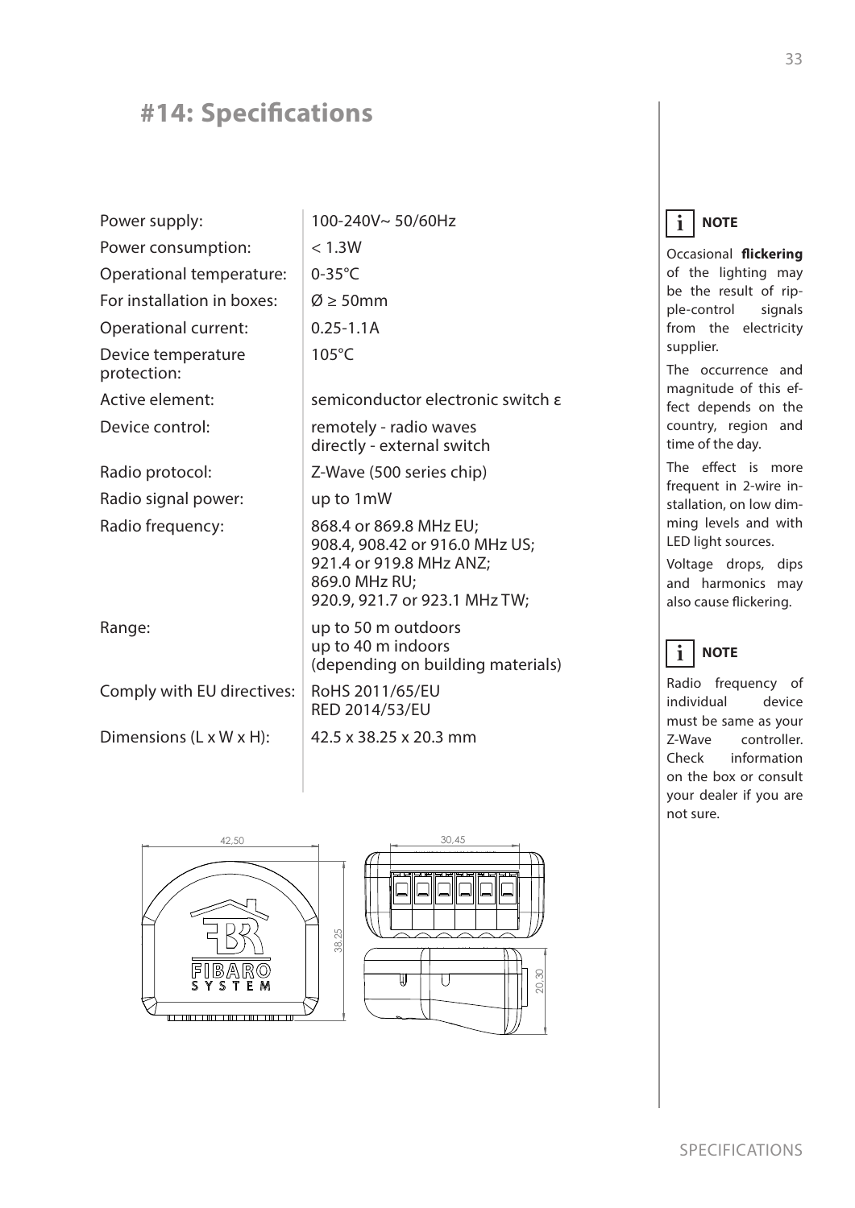# #14: Specifications

| | |
|---|---|
| Power supply: | 100-240V~ 50/60Hz |
| Power consumption: | < 1.3W |
| Operational temperature: | 0-35°C |
| For installation in boxes: | Ø ≥ 50mm |
| Operational current: | 0.25-1.1A |
| Device temperature protection: | 105°C |
| Active element: | semiconductor electronic switch ε |
| Device control: | remotely - radio waves<br>directly - external switch |
| Radio protocol: | Z-Wave (500 series chip) |
| Radio signal power: | up to 1mW |
| Radio frequency: | 868.4 or 869.8 MHz EU;<br>908.4, 908.42 or 916.0 MHz US;<br>921.4 or 919.8 MHz ANZ;<br>869.0 MHz RU;<br>920.9, 921.7 or 923.1 MHz TW; |
| Range: | up to 50 m outdoors<br>up to 40 m indoors<br>(depending on building materials) |
| Comply with EU directives: | RoHS 2011/65/EU<br>RED 2014/53/EU |
| Dimensions (L x W x H): | 42.5 x 38.25 x 20.3 mm |

> **NOTE**
>
> Occasional **flickering** of the lighting may be the result of ripple-control signals from the electricity supplier.
>
> The occurrence and magnitude of this effect depends on the country, region and time of the day.
>
> The effect is more frequent in 2-wire installation, on low dimming levels and with LED light sources.
>
> Voltage drops, dips and harmonics may also cause flickering.

> **NOTE**
>
> Radio frequency of individual device must be same as your Z-Wave controller. Check information on the box or consult your dealer if you are not sure.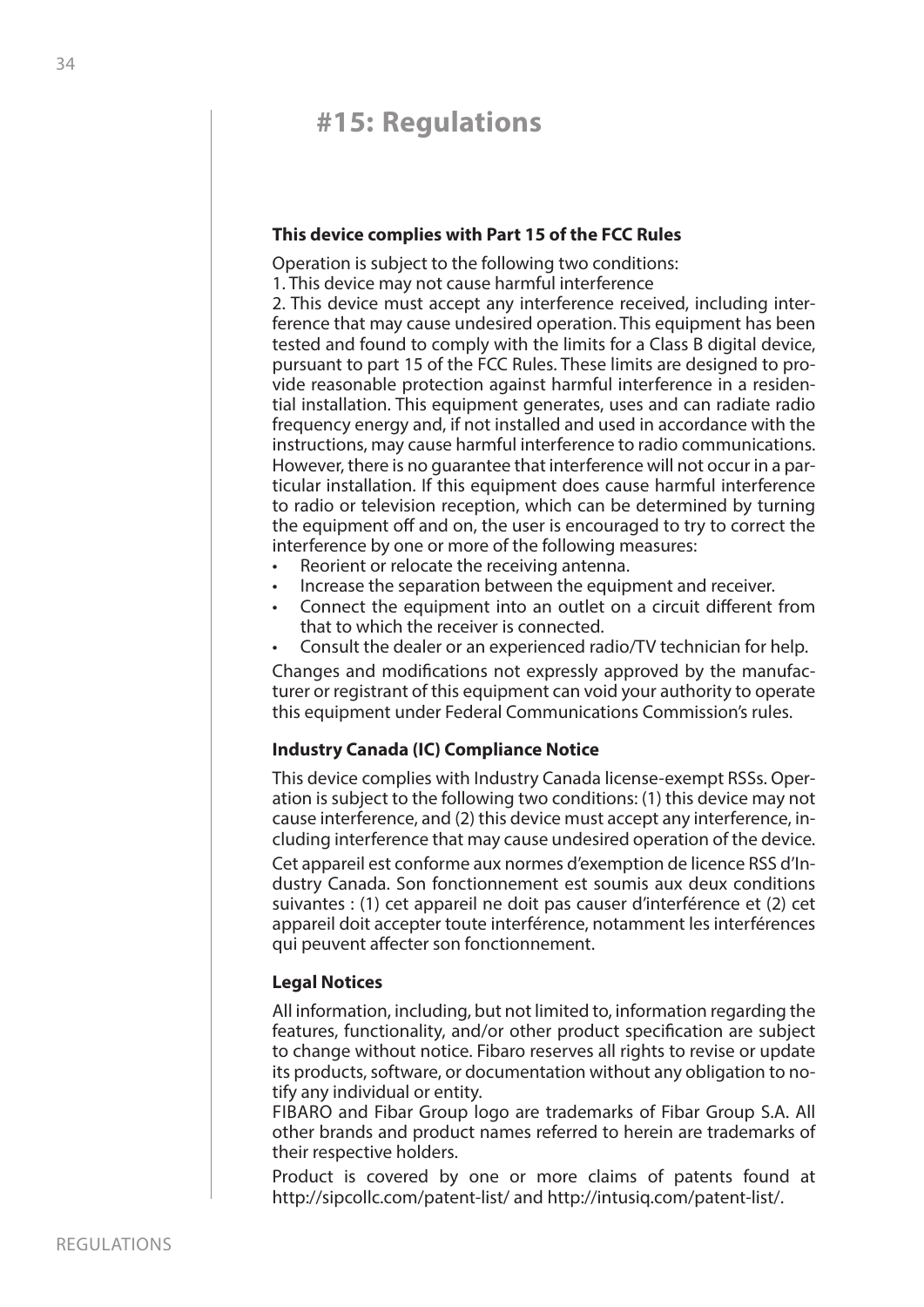# #15: Regulations

**This device complies with Part 15 of the FCC Rules**

Operation is subject to the following two conditions:
1. This device may not cause harmful interference
2. This device must accept any interference received, including interference that may cause undesired operation. This equipment has been tested and found to comply with the limits for a Class B digital device, pursuant to part 15 of the FCC Rules. These limits are designed to provide reasonable protection against harmful interference in a residential installation. This equipment generates, uses and can radiate radio frequency energy and, if not installed and used in accordance with the instructions, may cause harmful interference to radio communications. However, there is no guarantee that interference will not occur in a particular installation. If this equipment does cause harmful interference to radio or television reception, which can be determined by turning the equipment off and on, the user is encouraged to try to correct the interference by one or more of the following measures:

- Reorient or relocate the receiving antenna.
- Increase the separation between the equipment and receiver.
- Connect the equipment into an outlet on a circuit different from that to which the receiver is connected.
- Consult the dealer or an experienced radio/TV technician for help.

Changes and modifications not expressly approved by the manufacturer or registrant of this equipment can void your authority to operate this equipment under Federal Communications Commission's rules.

**Industry Canada (IC) Compliance Notice**

This device complies with Industry Canada license-exempt RSSs. Operation is subject to the following two conditions: (1) this device may not cause interference, and (2) this device must accept any interference, including interference that may cause undesired operation of the device.

Cet appareil est conforme aux normes d'exemption de licence RSS d'Industry Canada. Son fonctionnement est soumis aux deux conditions suivantes : (1) cet appareil ne doit pas causer d'interférence et (2) cet appareil doit accepter toute interférence, notamment les interférences qui peuvent affecter son fonctionnement.

**Legal Notices**

All information, including, but not limited to, information regarding the features, functionality, and/or other product specification are subject to change without notice. Fibaro reserves all rights to revise or update its products, software, or documentation without any obligation to notify any individual or entity.
FIBARO and Fibar Group logo are trademarks of Fibar Group S.A. All other brands and product names referred to herein are trademarks of their respective holders.

Product is covered by one or more claims of patents found at http://sipcollc.com/patent-list/ and http://intusiq.com/patent-list/.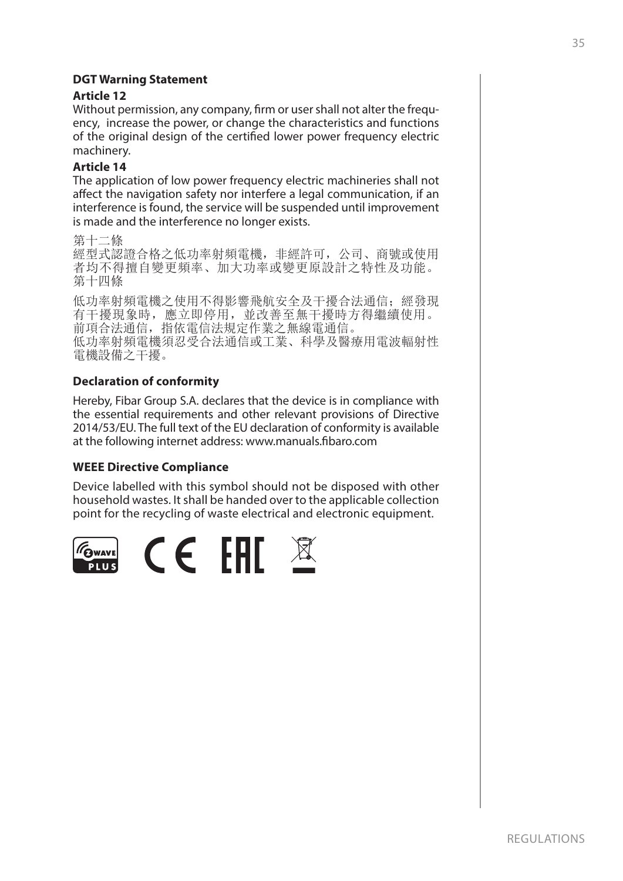**DGT Warning Statement**

**Article 12**

Without permission, any company, firm or user shall not alter the frequency, increase the power, or change the characteristics and functions of the original design of the certified lower power frequency electric machinery.

**Article 14**

The application of low power frequency electric machineries shall not affect the navigation safety nor interfere a legal communication, if an interference is found, the service will be suspended until improvement is made and the interference no longer exists.

第十二條

經型式認證合格之低功率射頻電機，非經許可，公司、商號或使用者均不得擅自變更頻率、加大功率或變更原設計之特性及功能。

第十四條

低功率射頻電機之使用不得影響飛航安全及干擾合法通信；經發現有干擾現象時，應立即停用，並改善至無干擾時方得繼續使用。

前項合法通信，指依電信法規定作業之無線電通信。

低功率射頻電機須忍受合法通信或工業、科學及醫療用電波輻射性電機設備之干擾。

**Declaration of conformity**

Hereby, Fibar Group S.A. declares that the device is in compliance with the essential requirements and other relevant provisions of Directive 2014/53/EU. The full text of the EU declaration of conformity is available at the following internet address: www.manuals.fibaro.com

**WEEE Directive Compliance**

Device labelled with this symbol should not be disposed with other household wastes. It shall be handed over to the applicable collection point for the recycling of waste electrical and electronic equipment.